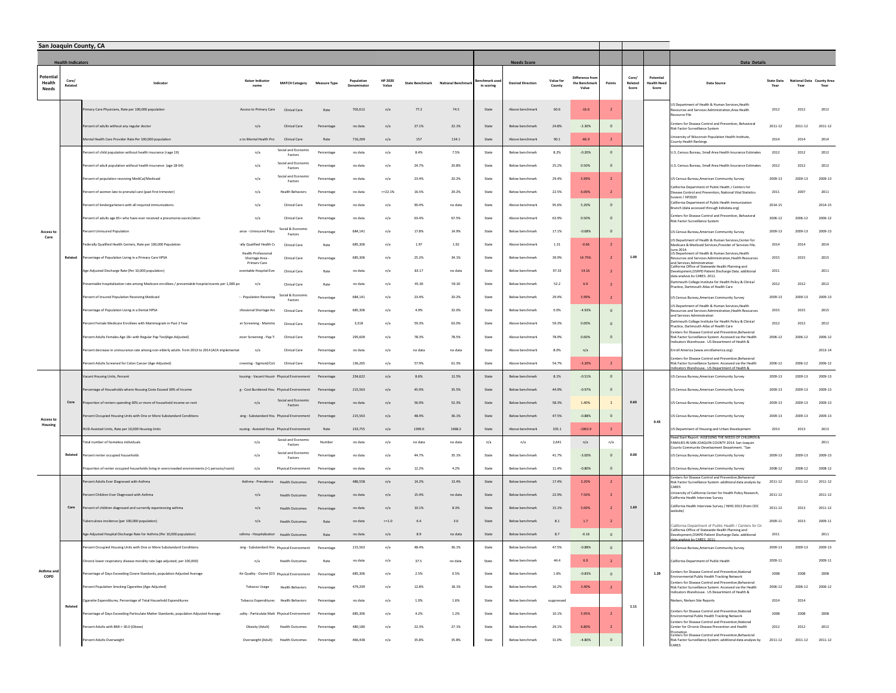# San Joaquin County, CA

| Potential Health Needs | Core/ Related | Indicator | Kaiser Indicator name | MATCH Category | Measure Type | Population Denominator | HP 2020 Value | State Benchmark | National Benchmark | Benchmark used in scoring | Desired Direction | Value for County | Difference from the Benchmark Value | Points | Core/ Related Score | Potential Health Need Score | Data Source | State Data Year | National Data Year | County Area Year |
|---|---|---|---|---|---|---|---|---|---|---|---|---|---|---|---|---|---|---|---|---|
| **Health Indicators** | | | | | | | | | | **Needs Score** | | | | | | | **Data Details** | | | |
| Access to Care | Related | Primary Care Physicians, Rate per 100,000 population | Access to Primary Care | Clinical Care | Rate | 702,612 | n/a | 77.2 | 74.5 | State | Above benchmark | 60.6 | -16.6 | 2 | 1.00 | | US Department of Health & Human Services,Health Resources and Services Administration,Area Health Resource File | 2012 | 2012 | 2012 |
| | | Percent of adults without any regular doctor | n/a | Clinical Care | Percentage | no data | n/a | 27.1% | 22.1% | State | Below benchmark | 24.8% | -2.30% | 0 | | | Centers for Disease Control and Prevention, Behavioral Risk Factor Surveillance System | 2011-12 | 2011-12 | 2011-12 |
| | | Mental Health Care Provider Rate Per 100,000 population | s to Mental Health Pro | Clinical Care | Rate | 716,269 | n/a | 157 | 134.1 | State | Above benchmark | 90.1 | -66.9 | 2 | | | University of Wisconsin Population Health Institute, County Health Rankings | 2014 | 2014 | 2014 |
| | | Percent of child population without health insurance (<age 19) | n/a | Social and Economic Factors | Percentage | no data | n/a | 8.4% | 7.5% | State | Below benchmark | 8.2% | -0.20% | 0 | | | U.S. Census Bureau, Small Area Health Insurance Estimates | 2012 | 2012 | 2012 |
| | | Percent of adult population without health insurance (age 18-64) | n/a | Social and Economic Factors | Percentage | no data | n/a | 24.7% | 20.8% | State | Below benchmark | 25.2% | 0.50% | 0 | | | U.S. Census Bureau, Small Area Health Insurance Estimates | 2012 | 2012 | 2012 |
| | | Percent of population receiving MediCal/Medicaid | n/a | Social and Economic Factors | Percentage | no data | n/a | 23.4% | 20.2% | State | Below benchmark | 29.4% | 5.99% | 2 | | | US Census Bureau,American Community Survey | 2009-13 | 2009-13 | 2009-13 |
| | | Percent of women late to prenatal care (past first trimester) | n/a | Health Behaviors | Percentage | no data | <=22.1% | 16.5% | 29.2% | State | Below benchmark | 22.5% | 6.00% | 2 | | | California Department of Public Health / Centers for Disease Control and Prevention, National Vital Statistics System / HP2020 | 2011 | 2007 | 2011 |
| | | Percent of kindergarteners with all required immunizations | n/a | Clinical Care | Percentage | no data | n/a | 90.4% | no data | State | Above benchmark | 95.6% | 5.20% | 0 | | | California Department of Public Health Immunization Branch (data accessed through kidsdata.org) | 2014-15 | | 2014-15 |
| | | Percent of adults age 65+ who have ever received a pneumonia vaccination | n/a | Clinical Care | Percentage | no data | n/a | 63.4% | 67.5% | State | Above benchmark | 63.9% | 0.50% | 0 | | | Centers for Disease Control and Prevention, Behavioral Risk Factor Surveillance System | 2006-12 | 2006-12 | 2006-12 |
| | | Percent Uninsured Population | ance - Uninsured Popu | Social & Economic Factors | Percentage | 684,141 | n/a | 17.8% | 14.9% | State | Below benchmark | 17.1% | -0.68% | 0 | | | US Census Bureau,American Community Survey | 2009-13 | 2009-13 | 2009-13 |
| | | Federally Qualified Health Centers, Rate per 100,000 Population | 'ally Qualified Health C | Clinical Care | Rate | 685,306 | n/a | 1.97 | 1.92 | State | Above benchmark | 1.31 | -0.66 | 2 | | | US Department of Health & Human Services,Center for Medicare & Medicaid Services,Provider of Services File. June 2014. | 2014 | 2014 | 2014 |
| | | Percentage of Population Living in a Primary Care HPSA | Health Professional Shortage Area - Primary Care | Clinical Care | Percentage | 685,306 | n/a | 25.2% | 34.1% | State | Below benchmark | 39.9% | 14.75% | 2 | | | US Department of Health & Human Services,Health Resources and Services Administration,Health Resources and Services Administration | 2015 | 2015 | 2015 |
| | | Age-Adjusted Discharge Rate (Per 10,000 population) | eventable Hospital Even | Clinical Care | Rate | no data | n/a | 83.17 | no data | State | Below benchmark | 97.33 | 14.16 | 2 | | | California Office of Statewide Health Planning and Development,OSHPD Patient Discharge Data. additional data analysis by CARES. 2011. | 2011 | | 2011 |
| | | Preventable hospitalization rate among Medicare enrollees / preventable hospital events per 1,000 po | n/a | Clinical Care | Rate | no data | n/a | 45.30 | 59.30 | State | Below benchmark | 52.2 | 6.9 | 2 | | | Dartmouth College Institute for Health Policy & Clinical Practice, Dartmouth Atlas of Health Care | 2012 | 2012 | 2012 |
| | | Percent of Insured Population Receiving Medicaid | - Population Receiving | Social & Economic Factors | Percentage | 684,141 | n/a | 23.4% | 20.2% | State | Below benchmark | 29.4% | 5.99% | 2 | | | US Census Bureau,American Community Survey | 2009-13 | 2009-13 | 2009-13 |
| | | Percentage of Population Living in a Dental HPSA | ofessional Shortage Are | Clinical Care | Percentage | 685,306 | n/a | 4.9% | 32.0% | State | Below benchmark | 0.0% | -4.93% | 0 | | | US Department of Health & Human Services,Health Resources and Services Administration,Health Resources and Services Administration | 2015 | 2015 | 2015 |
| | | Percent Female Medicare Enrollees with Mammogram in Past 2 Year | er Screening - Mammo | Clinical Care | Percentage | 3,518 | n/a | 59.3% | 63.0% | State | Above benchmark | 59.3% | 0.00% | 0 | | | Dartmouth College Institute for Health Policy & Clinical Practice, Dartmouth Atlas of Health Care | 2012 | 2012 | 2012 |
| | | Percent Adults Females Age 18+ with Regular Pap Test(Age-Adjusted) | ancer Screening - Pap T | Clinical Care | Percentage | 295,609 | n/a | 78.3% | 78.5% | State | Above benchmark | 78.9% | 0.60% | 0 | | | Centers for Disease Control and Prevention,Behavioral Risk Factor Surveillance System. Accessed via the Health Indicators Warehouse. US Department of Health & | 2006-12 | 2006-12 | 2006-12 |
| | | Percent decrease in uninsurance rate among non-elderly adults from 2013 to 2014 (ACA implementat | n/a | Clinical Care | Percentage | no data | n/a | no data | no data | State | Above benchmark | 8.0% | n/a | | | | Enroll America (www.enrollamerica.org) | | | 2013-14 |
| | | Percent Adults Screened for Colon Cancer (Age-Adjusted) | creening - Sigmoid/Col | Clinical Care | Percentage | 136,265 | n/a | 57.9% | 61.3% | State | Above benchmark | 54.7% | -3.20% | 2 | | | Centers for Disease Control and Prevention,Behavioral Risk Factor Surveillance System. Accessed via the Health Indicators Warehouse. US Department of Health & | 2006-12 | 2006-12 | 2006-12 |
| Access to Housing | Core | Vacant Housing Units, Percent | lousing - Vacant Housir | Physical Environment | Percentage | 234,622 | n/a | 8.6% | 12.5% | State | Below benchmark | 8.1% | -0.51% | 0 | 0.60 | 0.43 | US Census Bureau,American Community Survey | 2009-13 | 2009-13 | 2009-13 |
| | | Percentage of Households where Housing Costs Exceed 30% of Income | g - Cost Burdened Hou | Physical Environment | Percentage | 215,563 | n/a | 45.9% | 35.5% | State | Below benchmark | 44.9% | -0.97% | 0 | | | US Census Bureau,American Community Survey | 2009-13 | 2009-13 | 2009-13 |
| | | Proportion of renters spending 30% or more of household income on rent | n/a | Social and Economic Factors | Percentage | no data | n/a | 56.9% | 52.3% | State | Below benchmark | 58.3% | 1.40% | 1 | | | US Census Bureau,American Community Survey | 2009-13 | 2009-13 | 2009-13 |
| | | Percent Occupied Housing Units with One or More Substandard Conditions | sing - Substandard Hou | Physical Environment | Percentage | 215,563 | n/a | 48.4% | 36.1% | State | Below benchmark | 47.5% | -0.88% | 0 | | | US Census Bureau,American Community Survey | 2009-13 | 2009-13 | 2009-13 |
| | | HUD-Assisted Units, Rate per 10,000 Housing Units | ousing - Assisted Housi | Physical Environment | Rate | 233,755 | n/a | 1399.0 | 1468.2 | State | Above benchmark | 335.1 | -1063.9 | 2 | | | US Department of Housing and Urban Development | 2013 | 2013 | 2013 |
| | Related | Total number of homeless individuals | n/a | Social and Economic Factors | Number | no data | n/a | no data | no data | n/a | n/a | 2,641 | n/a | n/a | 0.00 | | Head Start Report: ASSESSING THE NEEDS OF CHILDREN & FAMILIES IN SAN JOAQUIN COUNTY 2014. San Joaquin County Community Development Department. "San | | | 2011 |
| | | Percent renter occupied households | n/a | Social and Economic Factors | Percentage | no data | n/a | 44.7% | 35.1% | State | Below benchmark | 41.7% | -3.00% | 0 | | | US Census Bureau,American Community Survey | 2009-13 | 2009-13 | 2009-13 |
| | | Proportion of renter occupied households living in overcrowded environments (>1 persons/room) | n/a | Physical Environment | Percentage | no data | n/a | 12.2% | 4.2% | State | Below benchmark | 11.4% | -0.80% | 0 | | | US Census Bureau,American Community Survey | 2008-12 | 2008-12 | 2008-12 |
| Asthma and COPD | Core | Percent Adults Ever Diagnosed with Asthma | Asthma - Prevalence | Health Outcomes | Percentage | 486,558 | n/a | 14.2% | 13.4% | State | Below benchmark | 17.4% | 3.20% | 2 | 1.60 | 1.29 | Centers for Disease Control and Prevention,Behavioral Risk Factor Surveillance System. additional data analysis by CARES | 2011-12 | 2011-12 | 2011-12 |
| | | Percent Children Ever Diagnosed with Asthma | n/a | Health Outcomes | Percentage | no data | n/a | 15.4% | no data | State | Below benchmark | 22.9% | 7.50% | 2 | | | University of California Center for Health Policy Research, California Health Interview Survey | 2011-12 | | 2011-12 |
| | | Percent of children diagnosed and currently experiencing asthma | n/a | Health Outcomes | Percentage | no data | n/a | 10.1% | 8.3% | State | Below benchmark | 15.1% | 5.00% | 2 | | | California Health Interview Survey / NHIS 2013 (from CDC website) | 2011-12 | 2013 | 2011-12 |
| | | Tuberculosis incidence (per 100,000 population) | n/a | Health Outcomes | Rate | no data | <=1.0 | 6.4 | 3.0 | State | Below benchmark | 8.1 | 1.7 | 2 | | | California Department of Public Health / Centers for Di | 2009-11 | 2013 | 2009-11 |
| | | Age-Adjusted Hospital Discharge Rate for Asthma (Per 10,000 population) | sthma - Hospitalization | Health Outcomes | Rate | no data | n/a | 8.9 | no data | State | Below benchmark | 8.7 | -0.16 | 0 | | | California Office of Statewide Health Planning and Development,OSHPD Patient Discharge Data. additional data analysis by CARES. 2011. | 2011 | | 2011 |
| | Related | Percent Occupied Housing Units with One or More Substandard Conditions | sing - Substandard Hou | Physical Environment | Percentage | 215,563 | n/a | 48.4% | 36.1% | State | Below benchmark | 47.5% | -0.88% | 0 | 1.11 | | US Census Bureau,American Community Survey | 2009-13 | 2009-13 | 2009-13 |
| | | Chronic lower respiratory disease mortality rate (age adjusted; per 100,000) | n/a | Health Outcomes | Rate | no data | n/a | 37.5 | no data | State | Below benchmark | 44.4 | 6.9 | 2 | | | California Department of Public Health | 2009-11 | | 2009-11 |
| | | Percentage of Days Exceeding Ozone Standards, population Adjusted Average | Air Quality - Ozone (O3 | Physical Environment | Percentage | 685,306 | n/a | 2.5% | 0.5% | State | Below benchmark | 1.6% | -0.83% | 0 | | | Centers for Disease Control and Prevention,National Environmental Public Health Tracking Network | 2008 | 2008 | 2008 |
| | | Percent Population Smoking Cigarettes (Age-Adjusted) | Tobacco Usage | Health Behaviors | Percentage | 479,299 | n/a | 12.8% | 18.1% | State | Below benchmark | 16.2% | 3.40% | 2 | | | Centers for Disease Control and Prevention,Behavioral Risk Factor Surveillance System. Accessed via the Health Indicators Warehouse. US Department of Health & | 2006-12 | 2006-12 | 2006-12 |
| | | Cigarette Expenditures, Percentage of Total Household Expenditures | Tobacco Expenditures | Health Behaviors | Percentage | no data | n/a | 1.0% | 1.6% | State | Below benchmark | suppressed | | | | | Nielsen, Nielsen Site Reports | 2014 | 2014 | |
| | | Percentage of Days Exceeding Particulate Matter Standards, population Adjusted Average | uality - Particulate Matt | Physical Environment | Percentage | 685,306 | n/a | 4.2% | 1.2% | State | Below benchmark | 10.1% | 5.95% | 2 | | | Centers for Disease Control and Prevention,National Environmental Public Health Tracking Network | 2008 | 2008 | 2008 |
| | | Percent Adults with BMI > 30.0 (Obese) | Obesity (Adult) | Health Outcomes | Percentage | 480,180 | n/a | 22.3% | 27.1% | State | Below benchmark | 29.1% | 6.80% | 2 | | | Centers for Disease Control and Prevention,National Center for Chronic Disease Prevention and Health Promotion | 2012 | 2012 | 2012 |
| | | Percent Adults Overweight | Overweight (Adult) | Health Outcomes | Percentage | 466,438 | n/a | 35.8% | 35.8% | State | Below benchmark | 31.0% | -4.80% | 0 | | | Centers for Disease Control and Prevention,Behavioral Risk Factor Surveillance System. additional data analysis by CARES | 2011-12 | 2011-12 | 2011-12 |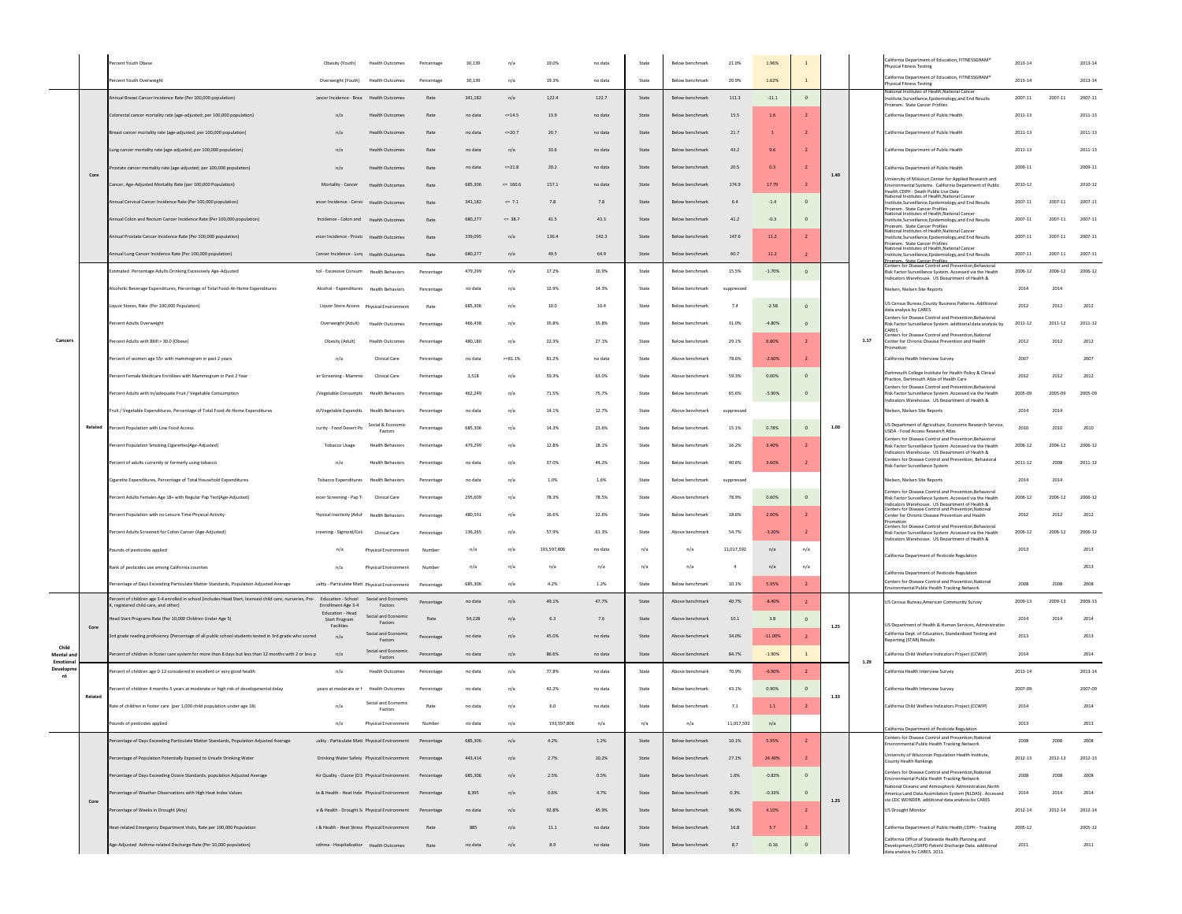| Topic | Type | Indicator | Short Name | Category | Measure | Denominator | Target | Value | Comparison | Geography | Benchmark Status | Benchmark | Difference | Score | Type Score | Topic Score | Source | Year | Year | Year |
|---|---|---|---|---|---|---|---|---|---|---|---|---|---|---|---|---|---|---|---|---|
| | | Percent Youth Obese | Obesity (Youth) | Health Outcomes | Percentage | 30,139 | n/a | 19.0% | no data | State | Below benchmark | 21.0% | 1.96% | 1 | | | California Department of Education, FITNESSGRAM® Physical Fitness Testing | 2013-14 | | 2013-14 |
| | | Percent Youth Overweight | Overweight (Youth) | Health Outcomes | Percentage | 30,139 | n/a | 19.3% | no data | State | Below benchmark | 20.9% | 1.62% | 1 | | | California Department of Education, FITNESSGRAM® Physical Fitness Testing | 2013-14 | | 2013-14 |
| Cancers | Core | Annual Breast Cancer Incidence Rate (Per 100,000 population) | Cancer Incidence - Brea | Health Outcomes | Rate | 341,182 | n/a | 122.4 | 122.7 | State | Below benchmark | 111.3 | -11.1 | 0 | 1.40 | 1.17 | National Institutes of Health,National Cancer Institute,Surveillance,Epidemiology,and End Results Program. State Cancer Profiles | 2007-11 | 2007-11 | 2007-11 |
| | | Colorectal cancer mortality rate (age-adjusted; per 100,000 population) | n/a | Health Outcomes | Rate | no data | <=14.5 | 13.9 | no data | State | Below benchmark | 15.5 | 1.6 | 2 | | | California Department of Public Health | 2011-13 | | 2011-13 |
| | | Breast cancer mortality rate (age-adjusted; per 100,000 population) | n/a | Health Outcomes | Rate | no data | <=20.7 | 20.7 | no data | State | Below benchmark | 21.7 | 1 | 2 | | | California Department of Public Health | 2011-13 | | 2011-13 |
| | | Lung cancer mortality rate (age-adjusted; per 100,000 population) | n/a | Health Outcomes | Rate | no data | n/a | 33.6 | no data | State | Below benchmark | 43.2 | 9.6 | 2 | | | California Department of Public Health | 2011-13 | | 2011-13 |
| | | Prostate cancer mortality rate (age-adjusted; per 100,000 population) | n/a | Health Outcomes | Rate | no data | <=21.8 | 20.2 | no data | State | Below benchmark | 20.5 | 0.3 | 2 | | | California Department of Public Health | 2009-11 | | 2009-11 |
| | | Cancer, Age-Adjusted Mortality Rate (per 100,000 Population) | Mortality - Cancer | Health Outcomes | Rate | 685,306 | <= 160.6 | 157.1 | no data | State | Below benchmark | 174.9 | 17.79 | 2 | | | University of Missouri,Center for Applied Research and Environmental Systems. California Department of Public Health,CDPH - Death Public Use Data | 2010-12 | | 2010-12 |
| | | Annual Cervical Cancer Incidence Rate (Per 100,000 population) | Cancer Incidence - Cervic | Health Outcomes | Rate | 341,182 | <= 7.1 | 7.8 | 7.8 | State | Below benchmark | 6.4 | -1.4 | 0 | | | National Institutes of Health,National Cancer Institute,Surveillance,Epidemiology,and End Results Program. State Cancer Profiles | 2007-11 | 2007-11 | 2007-11 |
| | | Annual Colon and Rectum Cancer Incidence Rate (Per 100,000 population) | Incidence - Colon and | Health Outcomes | Rate | 680,277 | <= 38.7 | 41.5 | 43.3 | State | Below benchmark | 41.2 | -0.3 | 0 | | | National Institutes of Health,National Cancer Institute,Surveillance,Epidemiology,and End Results Program. State Cancer Profiles | 2007-11 | 2007-11 | 2007-11 |
| | | Annual Prostate Cancer Incidence Rate (Per 100,000 population) | Cancer Incidence - Prosta | Health Outcomes | Rate | 339,095 | n/a | 136.4 | 142.3 | State | Below benchmark | 147.6 | 11.2 | 2 | | | National Institutes of Health,National Cancer Institute,Surveillance,Epidemiology,and End Results Program. State Cancer Profiles | 2007-11 | 2007-11 | 2007-11 |
| | | Annual Lung Cancer Incidence Rate (Per 100,000 population) | Cancer Incidence - Lung | Health Outcomes | Rate | 680,277 | n/a | 49.5 | 64.9 | State | Below benchmark | 60.7 | 11.2 | 2 | | | National Institutes of Health,National Cancer Institute,Surveillance,Epidemiology,and End Results Program. State Cancer Profiles | 2007-11 | 2007-11 | 2007-11 |
| | Related | Estimated Percentage Adults Drinking Excessively Age-Adjusted | hol - Excessive Consum | Health Behaviors | Percentage | 479,299 | n/a | 17.2% | 16.9% | State | Below benchmark | 15.5% | -1.70% | 0 | 1.00 | | Centers for Disease Control and Prevention,Behavioral Risk Factor Surveillance System. Accessed via the Health Indicators Warehouse. US Department of Health & | 2006-12 | 2006-12 | 2006-12 |
| | | Alcoholic Beverage Expenditures, Percentage of Total Food-At-Home Expenditures | Alcohol - Expenditures | Health Behaviors | Percentage | no data | n/a | 12.9% | 14.3% | State | Below benchmark | suppressed | | | | | Nielsen, Nielsen Site Reports | 2014 | 2014 | |
| | | Liquor Stores, Rate (Per 100,000 Population) | Liquor Store Access | Physical Environment | Rate | 685,306 | n/a | 10.0 | 10.4 | State | Below benchmark | 7.4 | -2.58 | 0 | | | US Census Bureau,County Business Patterns. Additional data analysis by CARES | 2012 | 2012 | 2012 |
| | | Percent Adults Overweight | Overweight (Adult) | Health Outcomes | Percentage | 466,438 | n/a | 35.8% | 35.8% | State | Below benchmark | 31.0% | -4.80% | 0 | | | Centers for Disease Control and Prevention,Behavioral Risk Factor Surveillance System. additional data analysis by CARES | 2011-12 | 2011-12 | 2011-12 |
| | | Percent Adults with BMI > 30.0 (Obese) | Obesity (Adult) | Health Outcomes | Percentage | 480,180 | n/a | 22.3% | 27.1% | State | Below benchmark | 29.1% | 6.80% | 2 | | | Centers for Disease Control and Prevention,National Center for Chronic Disease Prevention and Health Promotion | 2012 | 2012 | 2012 |
| | | Percent of women age 55+ with mammogram in past 2 years | n/a | Clinical Care | Percentage | no data | >=81.1% | 81.2% | no data | State | Above benchmark | 78.6% | -2.60% | 2 | | | California Health Interview Survey | 2007 | | 2007 |
| | | Percent Female Medicare Enrollees with Mammogram in Past 2 Year | er Screening - Mammo | Clinical Care | Percentage | 3,518 | n/a | 59.3% | 63.0% | State | Above benchmark | 59.3% | 0.00% | 0 | | | Dartmouth College Institute for Health Policy & Clinical Practice, Dartmouth Atlas of Health Care | 2012 | 2012 | 2012 |
| | | Percent Adults with Inadequate Fruit / Vegetable Consumption | /Vegetable Consumptio | Health Behaviors | Percentage | 462,249 | n/a | 71.5% | 75.7% | State | Below benchmark | 65.6% | -5.90% | 0 | | | Centers for Disease Control and Prevention,Behavioral Risk Factor Surveillance System. Accessed via the Health Indicators Warehouse. US Department of Health & | 2005-09 | 2005-09 | 2005-09 |
| | | Fruit / Vegetable Expenditures, Percentage of Total Food-At-Home Expenditures | it/Vegetable Expenditu | Health Behaviors | Percentage | no data | n/a | 14.1% | 12.7% | State | Above benchmark | suppressed | | | | | Nielsen, Nielsen Site Reports | 2014 | 2014 | |
| | | Percent Population with Low Food Access | curity - Food Desert Po | Social & Economic Factors | Percentage | 685,306 | n/a | 14.3% | 23.6% | State | Below benchmark | 15.1% | 0.78% | 0 | | | US Department of Agriculture, Economic Research Service, USDA - Food Access Research Atlas | 2010 | 2010 | 2010 |
| | | Percent Population Smoking Cigarettes(Age-Adjusted) | Tobacco Usage | Health Behaviors | Percentage | 479,299 | n/a | 12.8% | 18.1% | State | Below benchmark | 16.2% | 3.40% | 2 | | | Centers for Disease Control and Prevention,Behavioral Risk Factor Surveillance System. Accessed via the Health Indicators Warehouse. US Department of Health & | 2006-12 | 2006-12 | 2006-12 |
| | | Percent of adults currently or formerly using tobacco | n/a | Health Behaviors | Percentage | no data | n/a | 37.0% | 44.2% | State | Below benchmark | 40.6% | 3.60% | 2 | | | Centers for Disease Control and Prevention, Behavioral Risk Factor Surveillance System | 2011-12 | 2008 | 2011-12 |
| | | Cigarette Expenditures, Percentage of Total Household Expenditures | Tobacco Expenditures | Health Behaviors | Percentage | no data | n/a | 1.0% | 1.6% | State | Below benchmark | suppressed | | | | | Nielsen, Nielsen Site Reports | 2014 | 2014 | |
| | | Percent Adults Females Age 18+ with Regular Pap Test(Age-Adjusted) | ancer Screening - Pap T | Clinical Care | Percentage | 295,609 | n/a | 78.3% | 78.5% | State | Above benchmark | 78.9% | 0.60% | 0 | | | Centers for Disease Control and Prevention,Behavioral Risk Factor Surveillance System. Accessed via the Health Indicators Warehouse. US Department of Health & | 2006-12 | 2006-12 | 2006-12 |
| | | Percent Population with no Leisure Time Physical Activity | Physical Inactivity (Adul | Health Behaviors | Percentage | 480,591 | n/a | 16.6% | 22.6% | State | Below benchmark | 18.6% | 2.00% | 2 | | | Centers for Disease Control and Prevention,National Center for Chronic Disease Prevention and Health Promotion | 2012 | 2012 | 2012 |
| | | Percent Adults Screened for Colon Cancer (Age-Adjusted) | creening - Sigmoid/Col | Clinical Care | Percentage | 136,265 | n/a | 57.9% | 61.3% | State | Above benchmark | 54.7% | -3.20% | 2 | | | Centers for Disease Control and Prevention,Behavioral Risk Factor Surveillance System. Accessed via the Health Indicators Warehouse. US Department of Health & | 2006-12 | 2006-12 | 2006-12 |
| | | Pounds of pesticides applied | n/a | Physical Environment | Number | n/a | n/a | 193,597,806 | no data | n/a | n/a | 11,017,592 | n/a | n/a | | | California Department of Pesticide Regulation | 2013 | | 2013 |
| | | Rank of pesticides use among California counties | n/a | Physical Environment | Number | n/a | n/a | n/a | n/a | n/a | n/a | 4 | n/a | n/a | | | California Department of Pesticide Regulation | | | 2013 |
| | | Percentage of Days Exceeding Particulate Matter Standards, Population Adjusted Average | uality - Particulate Matt | Physical Environment | Percentage | 685,306 | n/a | 4.2% | 1.2% | State | Below benchmark | 10.1% | 5.95% | 2 | | | Centers for Disease Control and Prevention,National Environmental Public Health Tracking Network | 2008 | 2008 | 2008 |
| Child Mental and Emotional Development | Core | Percent of children age 3-4 enrolled in school (includes Head Start, licensed child care, nurseries, Pre-K, registered child care, and other) | Education - School Enrollment Age 3-4 | Social and Economic Factors | Percentage | no data | n/a | 49.1% | 47.7% | State | Above benchmark | 40.7% | -8.40% | 2 | 1.25 | 1.29 | US Census Bureau,American Community Survey | 2009-13 | 2009-13 | 2009-13 |
| | | Head Start Programs Rate (Per 10,000 Children Under Age 5) | Education - Head Start Program Facilities | Social and Economic Factors | Rate | 54,228 | n/a | 6.3 | 7.6 | State | Above benchmark | 10.1 | 3.8 | 0 | | | US Department of Health & Human Services, Administration | 2014 | 2014 | 2014 |
| | | 3rd grade reading proficiency (Percentage of all public school students tested in 3rd grade who scored | n/a | Social and Economic Factors | Percentage | no data | n/a | 45.0% | no data | State | Above benchmark | 34.0% | -11.00% | 2 | | | California Dept. of Education, Standardized Testing and Reporting (STAR) Results | 2013 | | 2013 |
| | | Percent of children in foster care system for more than 8 days but less than 12 months with 2 or less p | n/a | Social and Economic Factors | Percentage | no data | n/a | 86.6% | no data | State | Above benchmark | 84.7% | -1.90% | 1 | | | California Child Welfare Indicators Project (CCWIP) | 2014 | | 2014 |
| | Related | Percent of children age 0-12 considered in excellent or very good health | n/a | Health Outcomes | Percentage | no data | n/a | 77.8% | no data | State | Above benchmark | 70.9% | -6.90% | 2 | 1.33 | | California Health Interview Survey | 2013-14 | | 2013-14 |
| | | Percent of children 4 months-5 years at moderate or high risk of developmental delay | years at moderate or h | Health Outcomes | Percentage | no data | n/a | 42.2% | no data | State | Below benchmark | 43.1% | 0.90% | 0 | | | California Health Interview Survey | 2007-09 | | 2007-09 |
| | | Rate of children in foster care (per 1,000 child population under age 18) | n/a | Social and Economic Factors | Rate | no data | n/a | 6.0 | no data | State | Below benchmark | 7.1 | 1.1 | 2 | | | California Child Welfare Indicators Project (CCWIP) | 2014 | | 2014 |
| | | Pounds of pesticides applied | n/a | Physical Environment | Number | no data | n/a | 193,597,806 | n/a | n/a | n/a | 11,017,592 | n/a | | | | California Department of Pesticide Regulation | 2013 | | 2013 |
| | Core | Percentage of Days Exceeding Particulate Matter Standards, Population Adjusted Average | uality - Particulate Matt | Physical Environment | Percentage | 685,306 | n/a | 4.2% | 1.2% | State | Below benchmark | 10.1% | 5.95% | 2 | 1.25 | | Centers for Disease Control and Prevention,National Environmental Public Health Tracking Network | 2008 | 2008 | 2008 |
| | | Percentage of Population Potentially Exposed to Unsafe Drinking Water | Drinking Water Safety | Physical Environment | Percentage | 443,414 | n/a | 2.7% | 10.2% | State | Below benchmark | 27.1% | 24.40% | 2 | | | University of Wisconsin Population Health Institute, County Health Rankings | 2012-13 | 2012-13 | 2012-13 |
| | | Percentage of Days Exceeding Ozone Standards, population Adjusted Average | Air Quality - Ozone (O3) | Physical Environment | Percentage | 685,306 | n/a | 2.5% | 0.5% | State | Below benchmark | 1.8% | -0.83% | 0 | | | Centers for Disease Control and Prevention,National Environmental Public Health Tracking Network | 2008 | 2008 | 2008 |
| | | Percentage of Weather Observations with High Heat Index Values | te & Health - Heat Inde | Physical Environment | Percentage | 8,395 | n/a | 0.6% | 4.7% | State | Below benchmark | 0.3% | -0.33% | 0 | | | National Oceanic and Atmospheric Administration,North America Land Data Assimilation System (NLDAS) . Accessed via CDC WONDER. additional data analysis by CARES | 2014 | 2014 | 2014 |
| | | Percentage of Weeks in Drought (Any) | e & Health - Drought S | Physical Environment | Percentage | no data | n/a | 92.8% | 45.9% | State | Below benchmark | 96.9% | 4.10% | 2 | | | US Drought Monitor | 2012-14 | 2012-14 | 2012-14 |
| | | Heat-related Emergency Department Visits, Rate per 100,000 Population | e & Health - Heat Stress | Physical Environment | Rate | 885 | n/a | 11.1 | no data | State | Below benchmark | 16.8 | 5.7 | 2 | | | California Department of Public Health,CDPH - Tracking | 2005-12 | | 2005-12 |
| | | Age-Adjusted Asthma-related Discharge Rate (Per 10,000 population) | sthma - Hospitalization | Health Outcomes | Rate | no data | n/a | 8.9 | no data | State | Below benchmark | 8.7 | -0.16 | 0 | | | California Office of Statewide Health Planning and Development,OSHPD Patient Discharge Data. additional data analysis by CARES. 2011. | 2011 | | 2011 |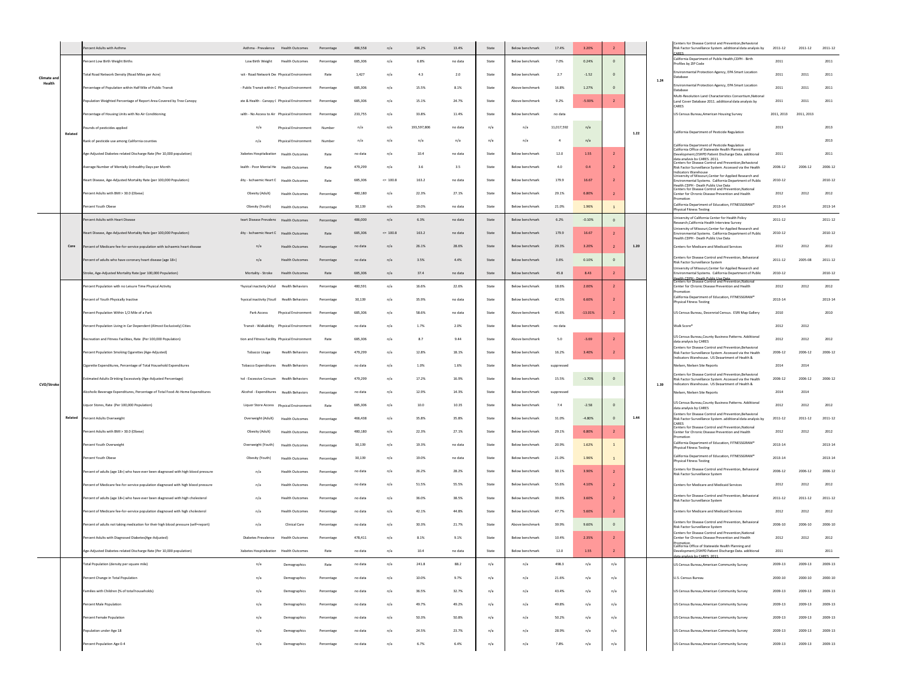| | | Indicator | Indicator Name | Category | Type | Denominator | Breakpoint | Report Area | California | Comparison | Benchmark Type | Benchmark | Difference | Score | Score | Source | Year 1 | Year 2 | Year 3 |
|---|---|---|---|---|---|---|---|---|---|---|---|---|---|---|---|---|---|---|---|
| Climate and Health | | Percent Adults with Asthma | Asthma - Prevalence | Health Outcomes | Percentage | 486,558 | n/a | 14.2% | 13.4% | State | Below benchmark | 17.4% | 3.20% | 2 | 1.24 | Centers for Disease Control and Prevention,Behavioral Risk Factor Surveillance System. additional data analysis by CARES | 2011-12 | 2011-12 | 2011-12 |
| | | Percent Low Birth Weight Births | Low Birth Weight | Health Outcomes | Percentage | 685,306 | n/a | 6.8% | no data | State | Below benchmark | 7.0% | 0.24% | 0 | | California Department of Public Health,CDPH - Birth Profiles by ZIP Code | 2011 | | 2011 |
| | | Total Road Network Density (Road Miles per Acre) | ısit - Road Network Der | Physical Environment | Rate | 1,427 | n/a | 4.3 | 2.0 | State | Below benchmark | 2.7 | -1.52 | 0 | | Environmental Protection Agency, EPA Smart Location Database | 2011 | 2011 | 2011 |
| | | Percentage of Population within Half Mile of Public Transit | - Public Transit within ( | Physical Environment | Percentage | 685,306 | n/a | 15.5% | 8.1% | State | Above benchmark | 16.8% | 1.27% | 0 | | Environmental Protection Agency, EPA Smart Location Database | 2011 | 2011 | 2011 |
| | | Population Weighted Percentage of Report Area Covered by Tree Canopy | ate & Health - Canopy ( | Physical Environment | Percentage | 685,306 | n/a | 15.1% | 24.7% | State | Above benchmark | 9.2% | -5.93% | 2 | | Multi-Resolution Land Characteristics Consortium,National Land Cover Database 2011. additional data analysis by CARES | 2011 | 2011 | 2011 |
| | | Percentage of Housing Units with No Air Conditioning | ealth - No Access to Air | Physical Environment | Percentage | 233,755 | n/a | 33.8% | 11.4% | State | Below benchmark | no data | | | | US Census Bureau,American Housing Survey | 2011, 2013 | 2011, 2013 | |
| | Related | Pounds of pesticides applied | n/a | Physical Environment | Number | n/a | n/a | 193,597,806 | no data | n/a | n/a | 11,017,592 | n/a | | 1.22 | California Department of Pesticide Regulation | 2013 | | 2013 |
| | | Rank of pesticide use among California counties | n/a | Physical Environment | Number | n/a | n/a | n/a | n/a | n/a | n/a | 4 | n/a | | | California Department of Pesticide Regulation | | | 2013 |
| | | Age-Adjusted Diabetes-related Discharge Rate (Per 10,000 population) | Diabetes Hospitalization | Health Outcomes | Rate | no data | n/a | 10.4 | no data | State | Below benchmark | 12.0 | 1.55 | 2 | | California Office of Statewide Health Planning and Development,OSHPD Patient Discharge Data. additional data analysis by CARES. 2011. | 2011 | | 2011 |
| | | Average Number of Mentally Unhealthy Days per Month | lealth - Poor Mental He | Health Outcomes | Rate | 479,299 | n/a | 3.6 | 3.5 | State | Below benchmark | 4.0 | 0.4 | 2 | | Centers for Disease Control and Prevention,Behavioral Risk Factor Surveillance System. Accessed via the Health Indicators Warehouse | 2006-12 | 2006-12 | 2006-12 |
| | | Heart Disease, Age-Adjusted Mortality Rate (per 100,000 Population) | ality - Ischaemic Heart D | Health Outcomes | Rate | 685,306 | <= 100.8 | 163.2 | no data | State | Below benchmark | 179.9 | 16.67 | 2 | | University of Missouri,Center for Applied Research and Environmental Systems. California Department of Public Health.CDPH - Death Public Use Data | 2010-12 | | 2010-12 |
| | | Percent Adults with BMI > 30.0 (Obese) | Obesity (Adult) | Health Outcomes | Percentage | 480,180 | n/a | 22.3% | 27.1% | State | Below benchmark | 29.1% | 6.80% | 2 | | Centers for Disease Control and Prevention,National Center for Chronic Disease Prevention and Health Promotion | 2012 | 2012 | 2012 |
| | | Percent Youth Obese | Obesity (Youth) | Health Outcomes | Percentage | 30,139 | n/a | 19.0% | no data | State | Below benchmark | 21.0% | 1.96% | 1 | | California Department of Education, FITNESSGRAM® Physical Fitness Testing | 2013-14 | | 2013-14 |
| CVD/Stroke | Core | Percent Adults with Heart Disease | Heart Disease Prevalenc | Health Outcomes | Percentage | 486,000 | n/a | 6.3% | no data | State | Below benchmark | 6.2% | -0.10% | 0 | 1.20 | University of California Center for Health Policy Research,California Health Interview Survey | 2011-12 | | 2011-12 |
| | | Heart Disease, Age-Adjusted Mortality Rate (per 100,000 Population) | ality - Ischaemic Heart D | Health Outcomes | Rate | 685,306 | <= 100.8 | 163.2 | no data | State | Below benchmark | 179.9 | 16.67 | 2 | | University of Missouri,Center for Applied Research and Environmental Systems. California Department of Public Health.CDPH - Death Public Use Data | 2010-12 | | 2010-12 |
| | | Percent of Medicare fee-for-service population with ischaemic heart disease | n/a | Health Outcomes | Percentage | no data | n/a | 26.1% | 28.6% | State | Below benchmark | 29.3% | 3.20% | 2 | | Centers for Medicare and Medicaid Services | 2012 | 2012 | 2012 |
| | | Percent of adults who have coronary heart disease (age 18+) | n/a | Health Outcomes | Percentage | no data | n/a | 3.5% | 4.4% | State | Below benchmark | 3.6% | 0.10% | 0 | | Centers for Disease Control and Prevention, Behavioral Risk Factor Surveillance System | 2011-12 | 2005-08 | 2011-12 |
| | | Stroke, Age-Adjusted Mortality Rate (per 100,000 Population) | Mortality - Stroke | Health Outcomes | Rate | 685,306 | n/a | 37.4 | no data | State | Below benchmark | 45.8 | 8.43 | 2 | | University of Missouri,Center for Applied Research and Environmental Systems. California Department of Public Health.CDPH - Death Public Use Data | 2010-12 | | 2010-12 |
| | Related | Percent Population with no Leisure Time Physical Activity | Physical Inactivity (Adul | Health Behaviors | Percentage | 480,591 | n/a | 16.6% | 22.6% | State | Below benchmark | 18.6% | 2.00% | 2 | 1.39 | Centers for Disease Control and Prevention,National Center for Chronic Disease Prevention and Health Promotion | 2012 | 2012 | 2012 |
| | | Percent of Youth Physically Inactive | Physical Inactivity (Yout | Health Behaviors | Percentage | 30,139 | n/a | 35.9% | no data | State | Below benchmark | 42.5% | 6.60% | 2 | | California Department of Education, FITNESSGRAM® Physical Fitness Testing | 2013-14 | | 2013-14 |
| | | Percent Population Within 1/2 Mile of a Park | Park Access | Physical Environment | Percentage | 685,306 | n/a | 58.6% | no data | State | Above benchmark | 45.6% | -13.01% | 2 | | US Census Bureau, Decennial Census. ESRI Map Gallery | 2010 | | 2010 |
| | | Percent Population Living in Car Dependent (Almost Exclusively) Cities | Transit - Walkability | Physical Environment | Percentage | no data | n/a | 1.7% | 2.0% | State | Below benchmark | no data | | | | Walk Score® | 2012 | 2012 | |
| | | Recreation and Fitness Facilities, Rate (Per 100,000 Population) | tion and Fitness Facility | Physical Environment | Rate | 685,306 | n/a | 8.7 | 9.44 | State | Above benchmark | 5.0 | -3.69 | 2 | | US Census Bureau,County Business Patterns. Additional data analysis by CARES | 2012 | 2012 | 2012 |
| | | Percent Population Smoking Cigarettes (Age-Adjusted) | Tobacco Usage | Health Behaviors | Percentage | 479,299 | n/a | 12.8% | 18.1% | State | Below benchmark | 16.2% | 3.40% | 2 | | Centers for Disease Control and Prevention,Behavioral Risk Factor Surveillance System. Accessed via the Health Indicators Warehouse. US Department of Health & | 2006-12 | 2006-12 | 2006-12 |
| | | Cigarette Expenditures, Percentage of Total Household Expenditures | Tobacco Expenditures | Health Behaviors | Percentage | no data | n/a | 1.0% | 1.6% | State | Below benchmark | suppressed | | | | Nielsen, Nielsen Site Reports | 2014 | 2014 | |
| | | Estimated Adults Drinking Excessively (Age-Adjusted Percentage) | hol - Excessive Consum | Health Behaviors | Percentage | 479,299 | n/a | 17.2% | 16.9% | State | Below benchmark | 15.5% | -1.70% | 0 | | Centers for Disease Control and Prevention,Behavioral Risk Factor Surveillance System. Accessed via the Health Indicators Warehouse. US Department of Health & | 2006-12 | 2006-12 | 2006-12 |
| | | Alcoholic Beverage Expenditures, Percentage of Total Food-At-Home Expenditures | Alcohol - Expenditures | Health Behaviors | Percentage | no data | n/a | 12.9% | 14.3% | State | Below benchmark | suppressed | | | | Nielsen, Nielsen Site Reports | 2014 | 2014 | |
| | | Liquor Stores, Rate (Per 100,000 Population) | Liquor Store Access | Physical Environment | Rate | 685,306 | n/a | 10.0 | 10.35 | State | Below benchmark | 7.4 | -2.58 | 0 | | US Census Bureau,County Business Patterns. Additional data analysis by CARES | 2012 | 2012 | 2012 |
| | | Percent Adults Overweight | Overweight (Adult) | Health Outcomes | Percentage | 466,438 | n/a | 35.8% | 35.8% | State | Below benchmark | 31.0% | -4.80% | 0 | 1.44 | Centers for Disease Control and Prevention,Behavioral Risk Factor Surveillance System. additional data analysis by CARES | 2011-12 | 2011-12 | 2011-12 |
| | | Percent Adults with BMI > 30.0 (Obese) | Obesity (Adult) | Health Outcomes | Percentage | 480,180 | n/a | 22.3% | 27.1% | State | Below benchmark | 29.1% | 6.80% | 2 | | Centers for Disease Control and Prevention,National Center for Chronic Disease Prevention and Health Promotion | 2012 | 2012 | 2012 |
| | | Percent Youth Overweight | Overweight (Youth) | Health Outcomes | Percentage | 30,139 | n/a | 19.3% | no data | State | Below benchmark | 20.9% | 1.62% | 1 | | California Department of Education, FITNESSGRAM® Physical Fitness Testing | 2013-14 | | 2013-14 |
| | | Percent Youth Obese | Obesity (Youth) | Health Outcomes | Percentage | 30,139 | n/a | 19.0% | no data | State | Below benchmark | 21.0% | 1.96% | 1 | | California Department of Education, FITNESSGRAM® Physical Fitness Testing | 2013-14 | | 2013-14 |
| | | Percent of adults (age 18+) who have ever been diagnosed with high blood pressure | n/a | Health Outcomes | Percentage | no data | n/a | 26.2% | 28.2% | State | Below benchmark | 30.1% | 3.90% | 2 | | Centers for Disease Control and Prevention, Behavioral Risk Factor Surveillance System | 2006-12 | 2006-12 | 2006-12 |
| | | Percent of Medicare fee-for-service population diagnosed with high blood pressure | n/a | Health Outcomes | Percentage | no data | n/a | 51.5% | 55.5% | State | Below benchmark | 55.6% | 4.10% | 2 | | Centers for Medicare and Medicaid Services | 2012 | 2012 | 2012 |
| | | Percent of adults (age 18+) who have ever been diagnosed with high cholesterol | n/a | Health Outcomes | Percentage | no data | n/a | 36.0% | 38.5% | State | Below benchmark | 39.6% | 3.60% | 2 | | Centers for Disease Control and Prevention, Behavioral Risk Factor Surveillance System | 2011-12 | 2011-12 | 2011-12 |
| | | Percent of Medicare fee-for-service population diagnosed with high cholesterol | n/a | Health Outcomes | Percentage | no data | n/a | 42.1% | 44.8% | State | Below benchmark | 47.7% | 5.60% | 2 | | Centers for Medicare and Medicaid Services | 2012 | 2012 | 2012 |
| | | Percent of adults not taking medication for their high blood pressure (self-report) | n/a | Clinical Care | Percentage | no data | n/a | 30.3% | 21.7% | State | Above benchmark | 39.9% | 9.60% | 0 | | Centers for Disease Control and Prevention, Behavioral Risk Factor Surveillance System | 2006-10 | 2006-10 | 2006-10 |
| | | Percent Adults with Diagnosed Diabetes(Age-Adjusted) | Diabetes Prevalence | Health Outcomes | Percentage | 478,411 | n/a | 8.1% | 9.1% | State | Below benchmark | 10.4% | 2.35% | 2 | | Centers for Disease Control and Prevention,National Center for Chronic Disease Prevention and Health Promotion | 2012 | 2012 | 2012 |
| | | Age-Adjusted Diabetes-related Discharge Rate (Per 10,000 population) | Diabetes Hospitalization | Health Outcomes | Rate | no data | n/a | 10.4 | no data | State | Below benchmark | 12.0 | 1.55 | 2 | | California Office of Statewide Health Planning and Development,OSHPD Patient Discharge Data. additional data analysis by CARES. 2011. | 2011 | | 2011 |
| | | Total Population (density per square mile) | n/a | Demographics | Rate | no data | n/a | 241.8 | 88.2 | n/a | n/a | 498.3 | n/a | n/a | | US Census Bureau,American Community Survey | 2009-13 | 2009-13 | 2009-13 |
| | | Percent Change in Total Population | n/a | Demographics | Percentage | no data | n/a | 10.0% | 9.7% | n/a | n/a | 21.6% | n/a | n/a | | U.S. Census Bureau | 2000-10 | 2000-10 | 2000-10 |
| | | Families with Children (% of total households) | n/a | Demographics | Percentage | no data | n/a | 36.5% | 32.7% | n/a | n/a | 43.4% | n/a | n/a | | US Census Bureau,American Community Survey | 2009-13 | 2009-13 | 2009-13 |
| | | Percent Male Population | n/a | Demographics | Percentage | no data | n/a | 49.7% | 49.2% | n/a | n/a | 49.8% | n/a | n/a | | US Census Bureau,American Community Survey | 2009-13 | 2009-13 | 2009-13 |
| | | Percent Female Population | n/a | Demographics | Percentage | no data | n/a | 50.3% | 50.8% | n/a | n/a | 50.2% | n/a | n/a | | US Census Bureau,American Community Survey | 2009-13 | 2009-13 | 2009-13 |
| | | Population under Age 18 | n/a | Demographics | Percentage | no data | n/a | 24.5% | 23.7% | n/a | n/a | 28.9% | n/a | n/a | | US Census Bureau,American Community Survey | 2009-13 | 2009-13 | 2009-13 |
| | | Percent Population Age 0-4 | n/a | Demographics | Percentage | no data | n/a | 6.7% | 6.4% | n/a | n/a | 7.8% | n/a | n/a | | US Census Bureau,American Community Survey | 2009-13 | 2009-13 | 2009-13 |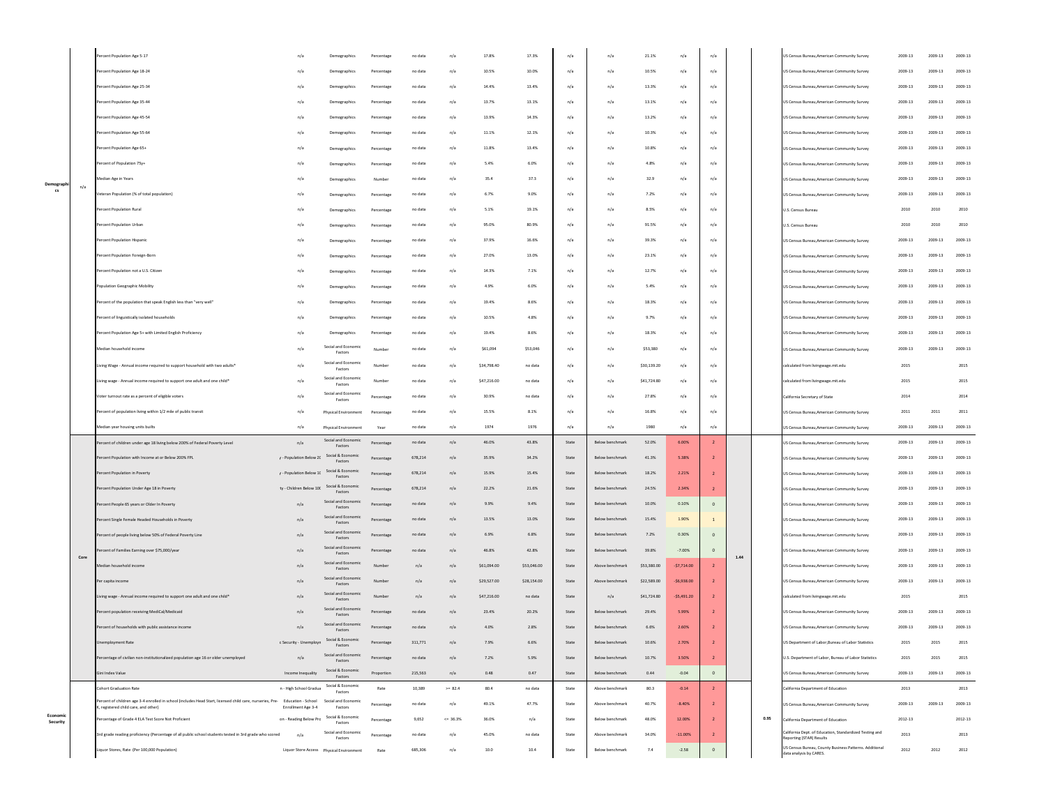| | | | | | | | | | | | | | | | | | | | | | | |
|---|---|---|---|---|---|---|---|---|---|---|---|---|---|---|---|---|---|---|---|---|---|---|
| Demographics | n/a | Percent Population Age 5-17 | n/a | Demographics | Percentage | no data | n/a | 17.8% | 17.3% | n/a | n/a | 21.1% | n/a | n/a | | | | US Census Bureau,American Community Survey | 2009-13 | 2009-13 | 2009-13 |
| | | Percent Population Age 18-24 | n/a | Demographics | Percentage | no data | n/a | 10.5% | 10.0% | n/a | n/a | 10.5% | n/a | n/a | | | | US Census Bureau,American Community Survey | 2009-13 | 2009-13 | 2009-13 |
| | | Percent Population Age 25-34 | n/a | Demographics | Percentage | no data | n/a | 14.4% | 13.4% | n/a | n/a | 13.3% | n/a | n/a | | | | US Census Bureau,American Community Survey | 2009-13 | 2009-13 | 2009-13 |
| | | Percent Population Age 35-44 | n/a | Demographics | Percentage | no data | n/a | 13.7% | 13.1% | n/a | n/a | 13.1% | n/a | n/a | | | | US Census Bureau,American Community Survey | 2009-13 | 2009-13 | 2009-13 |
| | | Percent Population Age 45-54 | n/a | Demographics | Percentage | no data | n/a | 13.9% | 14.3% | n/a | n/a | 13.2% | n/a | n/a | | | | US Census Bureau,American Community Survey | 2009-13 | 2009-13 | 2009-13 |
| | | Percent Population Age 55-64 | n/a | Demographics | Percentage | no data | n/a | 11.1% | 12.1% | n/a | n/a | 10.3% | n/a | n/a | | | | US Census Bureau,American Community Survey | 2009-13 | 2009-13 | 2009-13 |
| | | Percent Population Age 65+ | n/a | Demographics | Percentage | no data | n/a | 11.8% | 13.4% | n/a | n/a | 10.8% | n/a | n/a | | | | US Census Bureau,American Community Survey | 2009-13 | 2009-13 | 2009-13 |
| | | Percent of Population 75y+ | n/a | Demographics | Percentage | no data | n/a | 5.4% | 6.0% | n/a | n/a | 4.8% | n/a | n/a | | | | US Census Bureau,American Community Survey | 2009-13 | 2009-13 | 2009-13 |
| | | Median Age in Years | n/a | Demographics | Number | no data | n/a | 35.4 | 37.3 | n/a | n/a | 32.9 | n/a | n/a | | | | US Census Bureau,American Community Survey | 2009-13 | 2009-13 | 2009-13 |
| | | Veteran Population (% of total population) | n/a | Demographics | Percentage | no data | n/a | 6.7% | 9.0% | n/a | n/a | 7.2% | n/a | n/a | | | | US Census Bureau,American Community Survey | 2009-13 | 2009-13 | 2009-13 |
| | | Percent Population Rural | n/a | Demographics | Percentage | no data | n/a | 5.1% | 19.1% | n/a | n/a | 8.5% | n/a | n/a | | | | U.S. Census Bureau | 2010 | 2010 | 2010 |
| | | Percent Population Urban | n/a | Demographics | Percentage | no data | n/a | 95.0% | 80.9% | n/a | n/a | 91.5% | n/a | n/a | | | | U.S. Census Bureau | 2010 | 2010 | 2010 |
| | | Percent Population Hispanic | n/a | Demographics | Percentage | no data | n/a | 37.9% | 16.6% | n/a | n/a | 39.3% | n/a | n/a | | | | US Census Bureau,American Community Survey | 2009-13 | 2009-13 | 2009-13 |
| | | Percent Population Foreign-Born | n/a | Demographics | Percentage | no data | n/a | 27.0% | 13.0% | n/a | n/a | 23.1% | n/a | n/a | | | | US Census Bureau,American Community Survey | 2009-13 | 2009-13 | 2009-13 |
| | | Percent Population not a U.S. Citizen | n/a | Demographics | Percentage | no data | n/a | 14.3% | 7.1% | n/a | n/a | 12.7% | n/a | n/a | | | | US Census Bureau,American Community Survey | 2009-13 | 2009-13 | 2009-13 |
| | | Population Geographic Mobility | n/a | Demographics | Percentage | no data | n/a | 4.9% | 6.0% | n/a | n/a | 5.4% | n/a | n/a | | | | US Census Bureau,American Community Survey | 2009-13 | 2009-13 | 2009-13 |
| | | Percent of the population that speak English less than "very well" | n/a | Demographics | Percentage | no data | n/a | 19.4% | 8.6% | n/a | n/a | 18.3% | n/a | n/a | | | | US Census Bureau,American Community Survey | 2009-13 | 2009-13 | 2009-13 |
| | | Percent of linguistically isolated households | n/a | Demographics | Percentage | no data | n/a | 10.5% | 4.8% | n/a | n/a | 9.7% | n/a | n/a | | | | US Census Bureau,American Community Survey | 2009-13 | 2009-13 | 2009-13 |
| | | Percent Population Age 5+ with Limited English Proficiency | n/a | Demographics | Percentage | no data | n/a | 19.4% | 8.6% | n/a | n/a | 18.3% | n/a | n/a | | | | US Census Bureau,American Community Survey | 2009-13 | 2009-13 | 2009-13 |
| | | Median household income | n/a | Social and Economic Factors | Number | no data | n/a | $61,094 | $53,046 | n/a | n/a | $53,380 | n/a | n/a | | | | US Census Bureau,American Community Survey | 2009-13 | 2009-13 | 2009-13 |
| | | Living Wage - Annual income required to support household with two adults* | n/a | Social and Economic Factors | Number | no data | n/a | $34,798.40 | no data | n/a | n/a | $30,139.20 | n/a | n/a | | | | calculated from livingwage.mit.edu | 2015 | | 2015 |
| | | Living wage - Annual income required to support one adult and one child* | n/a | Social and Economic Factors | Number | no data | n/a | $47,216.00 | no data | n/a | n/a | $41,724.80 | n/a | n/a | | | | calculated from livingwage.mit.edu | 2015 | | 2015 |
| | | Voter turnout rate as a percent of eligible voters | n/a | Social and Economic Factors | Percentage | no data | n/a | 30.9% | no data | n/a | n/a | 27.8% | n/a | n/a | | | | California Secretary of State | 2014 | | 2014 |
| | | Percent of population living within 1/2 mile of public transit | n/a | Physical Environment | Percentage | no data | n/a | 15.5% | 8.1% | n/a | n/a | 16.8% | n/a | n/a | | | | US Census Bureau,American Community Survey | 2011 | 2011 | 2011 |
| | | Median year housing units builts | n/a | Physical Environment | Year | no data | n/a | 1974 | 1976 | n/a | n/a | 1980 | n/a | n/a | | | | US Census Bureau,American Community Survey | 2009-13 | 2009-13 | 2009-13 |
| Economic Security | Core | Percent of children under age 18 living below 200% of Federal Poverty Level | n/a | Social and Economic Factors | Percentage | no data | n/a | 46.0% | 43.8% | State | Below benchmark | 52.0% | 6.00% | 2 | 1.44 | | | US Census Bureau,American Community Survey | 2009-13 | 2009-13 | 2009-13 |
| | | Percent Population with Income at or Below 200% FPL | y - Population Below 2( | Social & Economic Factors | Percentage | 678,214 | n/a | 35.9% | 34.2% | State | Below benchmark | 41.3% | 5.38% | 2 | | | | US Census Bureau,American Community Survey | 2009-13 | 2009-13 | 2009-13 |
| | | Percent Population in Poverty | y - Population Below 1( | Social & Economic Factors | Percentage | 678,214 | n/a | 15.9% | 15.4% | State | Below benchmark | 18.2% | 2.21% | 2 | | | | US Census Bureau,American Community Survey | 2009-13 | 2009-13 | 2009-13 |
| | | Percent Population Under Age 18 in Poverty | ty - Children Below 10( | Social & Economic Factors | Percentage | 678,214 | n/a | 22.2% | 21.6% | State | Below benchmark | 24.5% | 2.34% | 2 | | | | US Census Bureau,American Community Survey | 2009-13 | 2009-13 | 2009-13 |
| | | Percent People 65 years or Older In Poverty | n/a | Social and Economic Factors | Percentage | no data | n/a | 9.9% | 9.4% | State | Below benchmark | 10.0% | 0.10% | 0 | | | | US Census Bureau,American Community Survey | 2009-13 | 2009-13 | 2009-13 |
| | | Percent Single Female Headed Households in Poverty | n/a | Social and Economic Factors | Percentage | no data | n/a | 13.5% | 13.0% | State | Below benchmark | 15.4% | 1.90% | 1 | | | | US Census Bureau,American Community Survey | 2009-13 | 2009-13 | 2009-13 |
| | | Percent of people living below 50% of Federal Poverty Line | n/a | Social and Economic Factors | Percentage | no data | n/a | 6.9% | 6.8% | State | Below benchmark | 7.2% | 0.30% | 0 | | | | US Census Bureau,American Community Survey | 2009-13 | 2009-13 | 2009-13 |
| | | Percent of Families Earning over $75,000/year | n/a | Social and Economic Factors | Percentage | no data | n/a | 46.8% | 42.8% | State | Below benchmark | 39.8% | -7.00% | 0 | | | | US Census Bureau,American Community Survey | 2009-13 | 2009-13 | 2009-13 |
| | | Median household income | n/a | Social and Economic Factors | Number | n/a | n/a | $61,094.00 | $53,046.00 | State | Above benchmark | $53,380.00 | -$7,714.00 | 2 | | | | US Census Bureau,American Community Survey | 2009-13 | 2009-13 | 2009-13 |
| | | Per capita income | n/a | Social and Economic Factors | Number | n/a | n/a | $29,527.00 | $28,154.00 | State | Above benchmark | $22,589.00 | -$6,938.00 | 2 | | | | US Census Bureau,American Community Survey | 2009-13 | 2009-13 | 2009-13 |
| | | Living wage - Annual income required to support one adult and one child* | n/a | Social and Economic Factors | Number | n/a | n/a | $47,216.00 | no data | State | n/a | $41,724.80 | -$5,491.20 | 2 | | | | calculated from livingwage.mit.edu | 2015 | | 2015 |
| | | Percent population receiving MediCal/Medicaid | n/a | Social and Economic Factors | Percentage | no data | n/a | 23.4% | 20.2% | State | Below benchmark | 29.4% | 5.99% | 2 | | | | US Census Bureau,American Community Survey | 2009-13 | 2009-13 | 2009-13 |
| | | Percent of households with public assistance income | n/a | Social and Economic Factors | Percentage | no data | n/a | 4.0% | 2.8% | State | Below benchmark | 6.6% | 2.60% | 2 | | | | US Census Bureau,American Community Survey | 2009-13 | 2009-13 | 2009-13 |
| | | Unemployment Rate | c Security - Unemployn | Social & Economic Factors | Percentage | 311,771 | n/a | 7.9% | 6.6% | State | Below benchmark | 10.6% | 2.70% | 2 | | | | US Department of Labor,Bureau of Labor Statistics | 2015 | 2015 | 2015 |
| | | Percentage of civilian non-institutionalized population age 16 or older unemployed | n/a | Social and Economic Factors | Percentage | no data | n/a | 7.2% | 5.9% | State | Below benchmark | 10.7% | 3.50% | 2 | | | | U.S. Department of Labor, Bureau of Labor Statistics | 2015 | 2015 | 2015 |
| | | Gini Index Value | Income Inequality | Social & Economic Factors | Proportion | 215,563 | n/a | 0.48 | 0.47 | State | Below benchmark | 0.44 | -0.04 | 0 | | | | US Census Bureau,American Community Survey | 2009-13 | 2009-13 | 2009-13 |
| | | Cohort Graduation Rate | n - High School Gradua | Social & Economic Factors | Rate | 10,389 | >= 82.4 | 80.4 | no data | State | Above benchmark | 80.3 | -0.14 | 2 | | 0.95 | | California Department of Education | 2013 | | 2013 |
| | | Percent of children age 3-4 enrolled in school (includes Head Start, licensed child care, nurseries, Pre-K, registered child care, and other) | Education - School Enrollment Age 3-4 | Social and Economic Factors | Percentage | no data | n/a | 49.1% | 47.7% | State | Above benchmark | 40.7% | -8.40% | 2 | | | | US Census Bureau,American Community Survey | 2009-13 | 2009-13 | 2009-13 |
| | | Percentage of Grade 4 ELA Test Score Not Proficient | on - Reading Below Pro | Social & Economic Factors | Percentage | 9,652 | <= 36.3% | 36.0% | n/a | State | Below benchmark | 48.0% | 12.00% | 2 | | | | California Department of Education | 2012-13 | | 2012-13 |
| | | 3rd grade reading proficiency (Percentage of all public school students tested in 3rd grade who scored | n/a | Social and Economic Factors | Percentage | no data | n/a | 45.0% | no data | State | Above benchmark | 34.0% | -11.00% | 2 | | | | California Dept. of Education, Standardized Testing and Reporting (STAR) Results | 2013 | | 2013 |
| | | Liquor Stores, Rate (Per 100,000 Population) | Liquor Store Access | Physical Environment | Rate | 685,306 | n/a | 10.0 | 10.4 | State | Below benchmark | 7.4 | -2.58 | 0 | | | | US Census Bureau, County Business Patterns. Additional data analysis by CARES. | 2012 | 2012 | 2012 |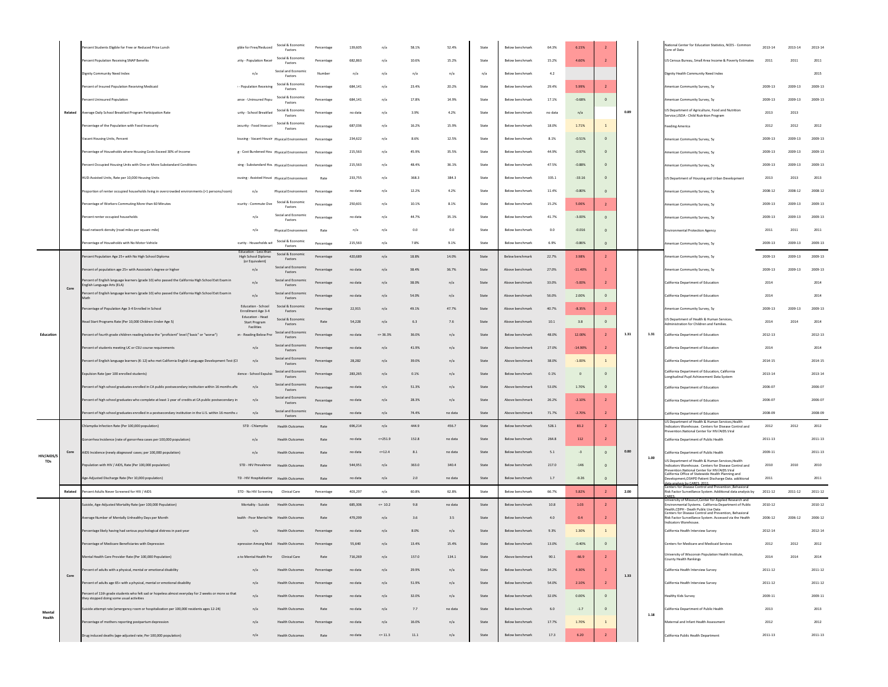| | | | | | | | | | | | | | | | | | | | | |
|---|---|---|---|---|---|---|---|---|---|---|---|---|---|---|---|---|---|---|---|---|
| | Related | Percent Students Eligible for Free or Reduced Price Lunch | gible for Free/Reduced | Social & Economic Factors | Percentage | 139,605 | n/a | 58.1% | 52.4% | State | Below benchmark | 64.3% | 6.15% | 2 | 0.89 | | National Center for Education Statistics, NCES - Common Core of Data | 2013-14 | 2013-14 | 2013-14 |
| | | Percent Population Receiving SNAP Benefits | urity - Population Receiv | Social & Economic Factors | Percentage | 682,863 | n/a | 10.6% | 15.2% | State | Below benchmark | 15.2% | 4.60% | 2 | | | US Census Bureau, Small Area Income & Poverty Estimates | 2011 | 2011 | 2011 |
| | | Dignity Community Need Index | n/a | Social and Economic Factors | Number | n/a | n/a | n/a | n/a | n/a | Below benchmark | 4.2 | | | | | Dignity Health Community Need Index | | | 2015 |
| | | Percent of Insured Population Receiving Medicaid | - Population Receiving | Social & Economic Factors | Percentage | 684,141 | n/a | 23.4% | 20.2% | State | Below benchmark | 29.4% | 5.99% | 2 | | | American Community Survey, 5y | 2009-13 | 2009-13 | 2009-13 |
| | | Percent Uninsured Population | ance - Uninsured Popu | Social & Economic Factors | Percentage | 684,141 | n/a | 17.8% | 14.9% | State | Below benchmark | 17.1% | -0.68% | 0 | | | American Community Survey, 5y | 2009-13 | 2009-13 | 2009-13 |
| | | Average Daily School Breakfast Program Participation Rate | urity - School Breakfast | Social & Economic Factors | Percentage | no data | n/a | 3.9% | 4.2% | State | Below benchmark | no data | n/a | | | | US Department of Agriculture, Food and Nutrition Service,USDA - Child Nutrition Program | 2013 | 2013 | |
| | | Percentage of the Population with Food Insecurity | ecurity - Food Insecuri | Social & Economic Factors | Percentage | 687,036 | n/a | 16.2% | 15.9% | State | Below benchmark | 18.0% | 1.71% | 1 | | | Feeding America | 2012 | 2012 | 2012 |
| | | Vacant Housing Units, Percent | lousing - Vacant Housin | Physical Environment | Percentage | 234,622 | n/a | 8.6% | 12.5% | State | Below benchmark | 8.1% | -0.51% | 0 | | | American Community Survey, 5y | 2009-13 | 2009-13 | 2009-13 |
| | | Percentage of Households where Housing Costs Exceed 30% of Income | g - Cost Burdened Hou | Physical Environment | Percentage | 215,563 | n/a | 45.9% | 35.5% | State | Below benchmark | 44.9% | -0.97% | 0 | | | American Community Survey, 5y | 2009-13 | 2009-13 | 2009-13 |
| | | Percent Occupied Housing Units with One or More Substandard Conditions | sing - Substandard Hou | Physical Environment | Percentage | 215,563 | n/a | 48.4% | 36.1% | State | Below benchmark | 47.5% | -0.88% | 0 | | | American Community Survey, 5y | 2009-13 | 2009-13 | 2009-13 |
| | | HUD-Assisted Units, Rate per 10,000 Housing Units | ousing - Assisted Housi | Physical Environment | Rate | 233,755 | n/a | 368.3 | 384.3 | State | Below benchmark | 335.1 | -33.16 | 0 | | | US Department of Housing and Urban Development | 2013 | 2013 | 2013 |
| | | Proportion of renter occupied households living in overcrowded environments (>1 persons/room) | n/a | Physical Environment | Percentage | no data | n/a | 12.2% | 4.2% | State | Below benchmark | 11.4% | -0.80% | 0 | | | American Community Survey, 5y | 2008-12 | 2008-12 | 2008-12 |
| | | Percentage of Workers Commuting More than 60 Minutes | ecurity - Commute Ove | Social & Economic Factors | Percentage | 250,601 | n/a | 10.1% | 8.1% | State | Below benchmark | 15.2% | 5.06% | 2 | | | American Community Survey, 5y | 2009-13 | 2009-13 | 2009-13 |
| | | Percent renter occupied households | n/a | Social and Economic Factors | Percentage | no data | n/a | 44.7% | 35.1% | State | Below benchmark | 41.7% | -3.00% | 0 | | | American Community Survey, 5y | 2009-13 | 2009-13 | 2009-13 |
| | | Road network density (road miles per square mile) | n/a | Physical Environment | Rate | n/a | n/a | 0.0 | 0.0 | State | Below benchmark | 0.0 | -0.016 | 0 | | | Environmental Protection Agency | 2011 | 2011 | 2011 |
| | | Percentage of Households with No Motor Vehicle | curity - Households wit | Social & Economic Factors | Percentage | 215,563 | n/a | 7.8% | 9.1% | State | Below benchmark | 6.9% | -0.86% | 0 | | | American Community Survey, 5y | 2009-13 | 2009-13 | 2009-13 |
| Education | Core | Percent Population Age 25+ with No High School Diploma | Education - Less than High School Diploma (or Equivalent) | Social & Economic Factors | Percentage | 420,689 | n/a | 18.8% | 14.0% | State | Below benchmark | 22.7% | 3.98% | 2 | 1.31 | 1.31 | American Community Survey, 5y | 2009-13 | 2009-13 | 2009-13 |
| | | Percent of population age 25+ with Associate's degree or higher | n/a | Social and Economic Factors | Percentage | no data | n/a | 38.4% | 36.7% | State | Above benchmark | 27.0% | -11.40% | 2 | | | American Community Survey, 5y | 2009-13 | 2009-13 | 2009-13 |
| | | Percent of English language learners (grade 10) who passed the California High School Exit Exam in English Language Arts (ELA) | n/a | Social and Economic Factors | Percentage | no data | n/a | 38.0% | n/a | State | Above benchmark | 33.0% | -5.00% | 2 | | | California Department of Education | 2014 | | 2014 |
| | | Percent of English language learners (grade 10) who passed the California High School Exit Exam in Math | n/a | Social and Economic Factors | Percentage | no data | n/a | 54.0% | n/a | State | Above benchmark | 56.0% | 2.00% | 0 | | | California Department of Education | 2014 | | 2014 |
| | | Percentage of Population Age 3-4 Enrolled in School | Education - School Enrollment Age 3-4 | Social & Economic Factors | Percentage | 22,915 | n/a | 49.1% | 47.7% | State | Above benchmark | 40.7% | -8.35% | 2 | | | American Community Survey, 5y | 2009-13 | 2009-13 | 2009-13 |
| | | Head Start Programs Rate (Per 10,000 Children Under Age 5) | Education - Head Start Program Facilities | Social & Economic Factors | Rate | 54,228 | n/a | 6.3 | 7.6 | State | Above benchmark | 10.1 | 3.8 | 0 | | | US Department of Health & Human Services, Administration for Children and Families. | 2014 | 2014 | 2014 |
| | | Percent of fourth grade children reading below the "proficient" level ("basic" or "worse") | on - Reading Below Pro | Social and Economic Factors | Percentage | no data | <= 36.3% | 36.0% | n/a | State | Below benchmark | 48.0% | 12.00% | 2 | | | California Department of Education | 2012-13 | | 2012-13 |
| | | Percent of students meeting UC or CSU course requirements | n/a | Social and Economic Factors | Percentage | no data | n/a | 41.9% | n/a | State | Above benchmark | 27.0% | -14.90% | 2 | | | California Department of Education | 2014 | | 2014 |
| | | Percent of English language learners (K-12) who met California English Language Development Test (CE | n/a | Social and Economic Factors | Percentage | 28,282 | n/a | 39.0% | n/a | State | Above benchmark | 38.0% | -1.00% | 1 | | | California Department of Education | 2014-15 | | 2014-15 |
| | | Expulsion Rate (per 100 enrolled students) | olence - School Expulsio | Social and Economic Factors | Percentage | 283,265 | n/a | 0.1% | n/a | State | Below benchmark | 0.1% | 0 | 0 | | | California Department of Education, California Longitudinal Pupil Achievement Data System | 2013-14 | | 2013-14 |
| | | Percent of high school graduates enrolled in CA public postsecondary institution within 16 months afte | n/a | Social and Economic Factors | Percentage | no data | n/a | 51.3% | n/a | State | Above benchmark | 53.0% | 1.70% | 0 | | | California Department of Education | 2006-07 | | 2006-07 |
| | | Percent of high school graduates who complete at least 1 year of credits at CA public postsecondary in | n/a | Social and Economic Factors | Percentage | no data | n/a | 28.3% | n/a | State | Above benchmark | 26.2% | -2.10% | 2 | | | California Department of Education | 2006-07 | | 2006-07 |
| | | Percent of high school graduates enrolled in a postsecondary institution in the U.S. within 16 months a | n/a | Social and Economic Factors | Percentage | no data | n/a | 74.4% | no data | State | Above benchmark | 71.7% | -2.70% | 2 | | | California Department of Education | 2008-09 | | 2008-09 |
| HIV/AIDS/STDs | Core | Chlamydia Infection Rate (Per 100,000 population) | STD - Chlamydia | Health Outcomes | Rate | 696,214 | n/a | 444.9 | 456.7 | State | Below benchmark | 528.1 | 83.2 | 2 | 0.80 | 1.00 | US Department of Health & Human Services,Health Indicators Warehouse. Centers for Disease Control and Prevention.National Center for HIV/AIDS.Viral | 2012 | 2012 | 2012 |
| | | Gonorrhea Incidence (rate of gonorrhea cases per 100,000 population) | n/a | Health Outcomes | Rate | no data | <=251.9 | 152.8 | no data | State | Below benchmark | 264.8 | 112 | 2 | | | California Department of Public Health | 2011-13 | | 2011-13 |
| | | AIDS Incidence (newly *diagnosed* cases; per 100,000 population) | n/a | Health Outcomes | Rate | no data | <=12.4 | 8.1 | no data | State | Below benchmark | 5.1 | -3 | 0 | | | California Department of Public Health | 2009-11 | | 2011-13 |
| | | Population with HIV / AIDS, Rate (Per 100,000 Population) | STD - HIV Prevalence | Health Outcomes | Rate | 544,951 | n/a | 363.0 | 340.4 | State | Below benchmark | 217.0 | -146 | 0 | | | US Department of Health & Human Services,Health Indicators Warehouse. Centers for Disease Control and Prevention.National Center for HIV/AIDS.Viral | 2010 | 2010 | 2010 |
| | | Age-Adjusted Discharge Rate (Per 10,000 population) | TD - HIV Hospitalizatior | Health Outcomes | Rate | no data | n/a | 2.0 | no data | State | Below benchmark | 1.7 | -0.26 | 0 | | | California Office of Statewide Health Planning and Development,OSHPD Patient Discharge Data. additional data analysis by CARES. 2011. | 2011 | | 2011 |
| | Related | Percent Adults Never Screened for HIV / AIDS | STD - No HIV Screening | Clinical Care | Percentage | 403,297 | n/a | 60.8% | 62.8% | State | Below benchmark | 66.7% | 5.82% | 2 | 2.00 | | Centers for Disease Control and Prevention ,Behavioral Risk Factor Surveillance System. Additional data analysis by CARES. | 2011-12 | 2011-12 | 2011-12 |
| Mental Health | Core | Suicide, Age-Adjusted Mortality Rate (per 100,000 Population) | Mortality - Suicide | Health Outcomes | Rate | 685,306 | <= 10.2 | 9.8 | no data | State | Below benchmark | 10.8 | 1.03 | 2 | 1.33 | 1.18 | University of Missouri,Center for Applied Research and Environmental Systems. California Department of Public Health,CDPH - Death Public Use Data | 2010-12 | | 2010-12 |
| | | Average Number of Mentally Unhealthy Days per Month | ealth - Poor Mental He | Health Outcomes | Rate | 479,299 | n/a | 3.6 | 3.5 | State | Below benchmark | 4.0 | 0.4 | 2 | | | Centers for Disease Control and Prevention, Behavioral Risk Factor Surveillance System. Accessed via the Health Indicators Warehouse. | 2006-12 | 2006-12 | 2006-12 |
| | | Percentage likely having had serious psychological distress in past year | n/a | Health Outcomes | Percentage | no data | n/a | 8.0% | n/a | State | Below benchmark | 9.3% | 1.30% | 1 | | | California Health Interview Survey | 2012-14 | | 2012-14 |
| | | Percentage of Medicare Beneficiaries with Depression | epression Among Med | Health Outcomes | Percentage | 55,640 | n/a | 13.4% | 15.4% | State | Below benchmark | 13.0% | -0.40% | 0 | | | Centers for Medicare and Medicaid Services | 2012 | 2012 | 2012 |
| | | Mental Health Care Provider Rate (Per 100,000 Population) | s to Mental Health Pro | Clinical Care | Rate | 716,269 | n/a | 157.0 | 134.1 | State | Above benchmark | 90.1 | -66.9 | 2 | | | University of Wisconsin Population Health Institute, County Health Rankings | 2014 | 2014 | 2014 |
| | | Percent of adults with a physical, mental or emotional disability | n/a | Health Outcomes | Percentage | no data | n/a | 29.9% | n/a | State | Below benchmark | 34.2% | 4.30% | 2 | | | California Health Interview Survey | 2011-12 | | 2011-12 |
| | | Percent of adults age 65+ with a physical, mental or emotional disability | n/a | Health Outcomes | Percentage | no data | n/a | 51.9% | n/a | State | Below benchmark | 54.0% | 2.10% | 2 | | | California Health Interview Survey | 2011-12 | | 2011-12 |
| | | Percent of 11th grade students who felt sad or hopeless almost everyday for 2 weeks or more so that they stopped doing some usual activities | n/a | Health Outcomes | Percentage | no data | n/a | 32.0% | n/a | State | Below benchmark | 32.0% | 0.00% | 0 | | | Healthy Kids Survey | 2009-11 | | 2009-11 |
| | | Suicide attempt rate (emergency room or hospitalization per 100,000 residents age 12-24) | n/a | Health Outcomes | Rate | no data | n/a | 7.7 | no data | State | Below benchmark | 6.0 | -1.7 | 0 | | | California Department of Public Health | 2013 | | 2013 |
| | | Percentage of mothers reporting postpartum depression | n/a | Health Outcomes | Percentage | no data | n/a | 16.0% | n/a | State | Below benchmark | 17.7% | 1.70% | 1 | | | Maternal and Infant Health Assessment | 2012 | | 2012 |
| | | Drug induced deaths (age-adjusted rate; Per 100,000 population) | n/a | Health Outcomes | Rate | no data | <= 11.3 | 11.1 | n/a | State | Below benchmark | 17.3 | 6.20 | 2 | | | California Public Health Department | 2011-13 | | 2011-13 |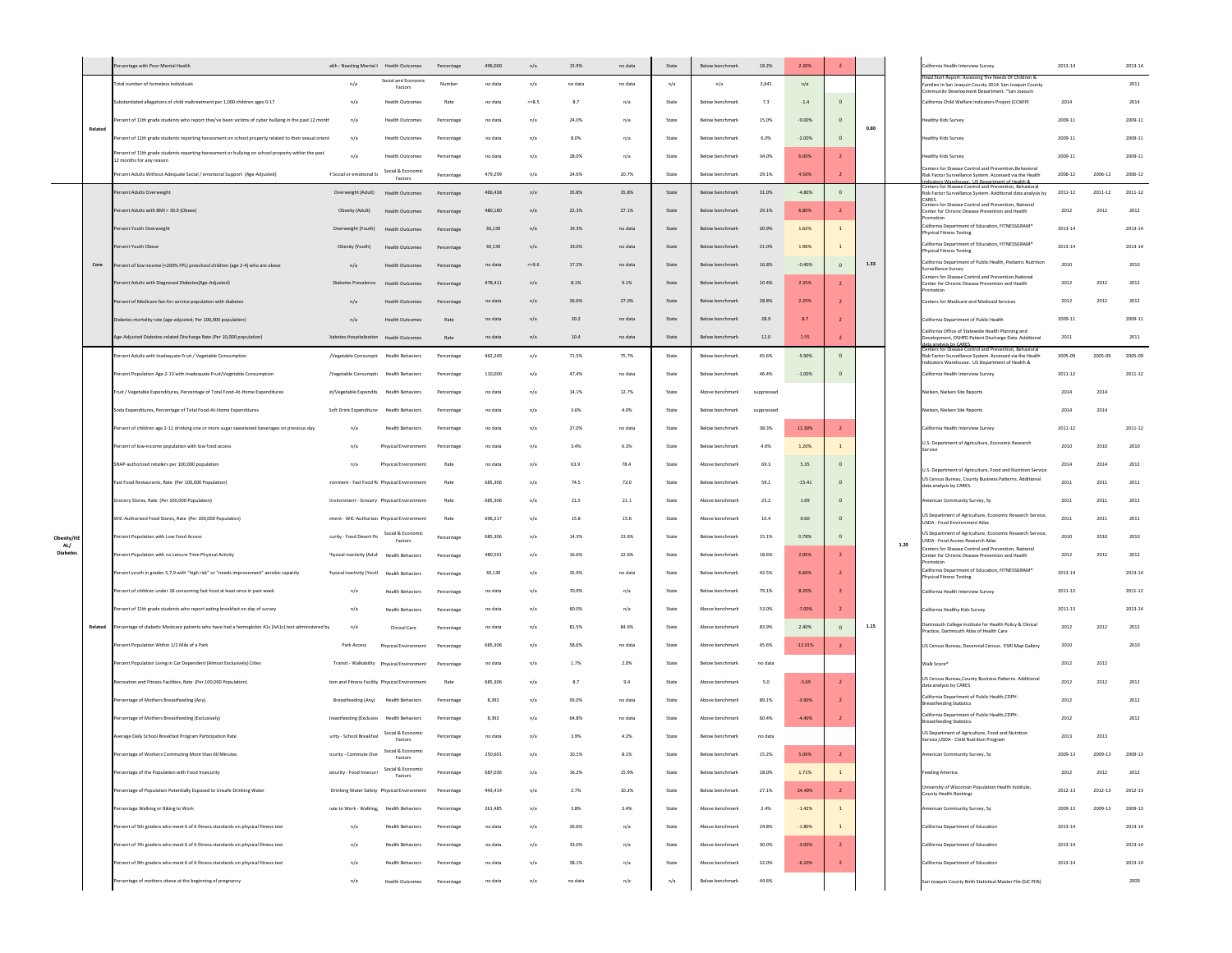| Category | Type | Indicator | Indicator Name | Indicator Category | Measure Type | Denominator | Benchmark | Local Value | State/Comparison Value | Comparison | Comparison Type | Status | Benchmark Value | Difference | Score | Group Score | Category Score | Source | Year (Local) | Year (State) | Year |
|---|---|---|---|---|---|---|---|---|---|---|---|---|---|---|---|---|---|---|---|---|---|
| | | Percentage with Poor Mental Health | alth - Needing Mental I | Health Outcomes | Percentage | 496,000 | n/a | 15.9% | no data | State | Below benchmark | | 18.2% | 2.30% | 2 | | | California Health Interview Survey | 2013-14 | | 2013-14 |
| | | Total number of homeless individuals | n/a | Social and Economic Factors | Number | no data | n/a | no data | no data | n/a | n/a | | 2,641 | n/a | | | | Head Start Report: Assessing The Needs Of Children & Families In San Joaquin County 2014. San Joaquin County Community Development Department. "San Joaquin | | | 2011 |
| | | Substantiated allegations of child maltreatment per 1,000 children ages 0-17 | n/a | Health Outcomes | Rate | no data | <=8.5 | 8.7 | n/a | State | Below benchmark | | 7.3 | -1.4 | 0 | | | California Child Welfare Indicators Project (CCWIP) | 2014 | | 2014 |
| | Related | Percent of 11th grade students who report they've been victims of cyber bullying in the past 12 month | n/a | Health Outcomes | Percentage | no data | n/a | 24.0% | n/a | State | Below benchmark | | 15.0% | -9.00% | 0 | 0.80 | | Healthy Kids Survey | 2009-11 | | 2009-11 |
| | | Percent of 11th grade students reporting harassment on school property related to their sexual orient | n/a | Health Outcomes | Percentage | no data | n/a | 8.0% | n/a | State | Below benchmark | | 6.0% | -2.00% | 0 | | | Healthy Kids Survey | 2009-11 | | 2009-11 |
| | | Percent of 11th grade students reporting harassment or bullying on school property within the past 12 months for any reason | n/a | Health Outcomes | Percentage | no data | n/a | 28.0% | n/a | State | Below benchmark | | 34.0% | 6.00% | 2 | | | Healthy Kids Survey | 2009-11 | | 2009-11 |
| | | Percent Adults Without Adequate Social / emotional Support (Age-Adjusted) | f Social or emotional Su | Social & Economic Factors | Percentage | 479,299 | n/a | 24.6% | 20.7% | State | Below benchmark | | 29.1% | 4.50% | 2 | | | Centers for Disease Control and Prevention, Behavioral Risk Factor Surveillance System. Accessed via the Health Indicators Warehouse. US Department of Health & | 2006-12 | 2006-12 | 2006-12 |
| | Core | Percent Adults Overweight | Overweight (Adult) | Health Outcomes | Percentage | 466,438 | n/a | 35.8% | 35.8% | State | Below benchmark | | 31.0% | -4.80% | 0 | 1.33 | | Centers for Disease Control and Prevention, Behavioral Risk Factor Surveillance System. Additional data analysis by CARES. | 2011-12 | 2011-12 | 2011-12 |
| | | Percent Adults with BMI > 30.0 (Obese) | Obesity (Adult) | Health Outcomes | Percentage | 480,180 | n/a | 22.3% | 27.1% | State | Below benchmark | | 29.1% | 6.80% | 2 | | | Centers for Disease Control and Prevention, National Center for Chronic Disease Prevention and Health Promotion | 2012 | 2012 | 2012 |
| | | Percent Youth Overweight | Overweight (Youth) | Health Outcomes | Percentage | 30,139 | n/a | 19.3% | no data | State | Below benchmark | | 20.9% | 1.62% | 1 | | | California Department of Education, FITNESSGRAM® Physical Fitness Testing | 2013-14 | | 2013-14 |
| | | Percent Youth Obese | Obesity (Youth) | Health Outcomes | Percentage | 30,139 | n/a | 19.0% | no data | State | Below benchmark | | 21.0% | 1.96% | 1 | | | California Department of Education, FITNESSGRAM® Physical Fitness Testing | 2013-14 | | 2013-14 |
| | | Percent of low income (<200% FPL) preschool children (age 2-4) who are obese | n/a | Health Outcomes | Percentage | no data | <=9.6 | 17.2% | no data | State | Below benchmark | | 16.8% | -0.40% | 0 | | | California Department of Public Health, Pediatric Nutrition Surveillance Survey | 2010 | | 2010 |
| | | Percent Adults with Diagnosed Diabetes(Age-Adjusted) | Diabetes Prevalence | Health Outcomes | Percentage | 478,411 | n/a | 8.1% | 9.1% | State | Below benchmark | | 10.4% | 2.35% | 2 | | | Centers for Disease Control and Prevention,National Center for Chronic Disease Prevention and Health Promotion | 2012 | 2012 | 2012 |
| | | Percent of Medicare fee-for-service population with diabetes | n/a | Health Outcomes | Percentage | no data | n/a | 26.6% | 27.0% | State | Below benchmark | | 28.8% | 2.20% | 2 | | | Centers for Medicare and Medicaid Services | 2012 | 2012 | 2012 |
| | | Diabetes mortality rate (age-adjusted; Per 100,000 population) | n/a | Health Outcomes | Rate | no data | n/a | 20.2 | no data | State | Below benchmark | | 28.9 | 8.7 | 2 | | | California Department of Public Health | 2009-11 | | 2009-11 |
| | | Age-Adjusted Diabetes-related Discharge Rate (Per 10,000 population) | Diabetes Hospitalization | Health Outcomes | Rate | no data | n/a | 10.4 | no data | State | Below benchmark | | 12.0 | 1.55 | 2 | | | California Office of Statewide Health Planning and Development, OSHPD Patient Discharge Data. Additional data analysis by CARES. | 2011 | | 2011 |
| Obesity/HEAL/Diabetes | Related | Percent Adults with Inadequate Fruit / Vegetable Consumption | /Vegetable Consumpti | Health Behaviors | Percentage | 462,249 | n/a | 71.5% | 75.7% | State | Below benchmark | | 65.6% | -5.90% | 0 | 1.15 | 1.20 | Centers for Disease Control and Prevention, Behavioral Risk Factor Surveillance System. Accessed via the Health Indicators Warehouse. US Department of Health & | 2005-09 | 2005-09 | 2005-09 |
| | | Percent Population Age 2-13 with Inadequate Fruit/Vegetable Consumption | /Vegetable Consumptio | Health Behaviors | Percentage | 110,000 | n/a | 47.4% | no data | State | Below benchmark | | 46.4% | -1.00% | 0 | | | California Health Interview Survey | 2011-12 | | 2011-12 |
| | | Fruit / Vegetable Expenditures, Percentage of Total Food-At-Home Expenditures | it/Vegetable Expendit. | Health Behaviors | Percentage | no data | n/a | 14.1% | 12.7% | State | Above benchmark | | suppressed | | | | | Nielsen, Nielsen Site Reports | 2014 | 2014 | |
| | | Soda Expenditures, Percentage of Total Food-At-Home Expenditures | Soft Drink Expenditure | Health Behaviors | Percentage | no data | n/a | 3.6% | 4.0% | State | Below benchmark | | suppressed | | | | | Nielsen, Nielsen Site Reports | 2014 | 2014 | |
| | | Percent of children age 2-11 drinking one or more sugar sweetened beverages on previous day | n/a | Health Behaviors | Percentage | no data | n/a | 27.0% | no data | State | Below benchmark | | 38.3% | 11.30% | 2 | | | California Health Interview Survey | 2011-12 | | 2011-12 |
| | | Percent of low-income population with low food access | n/a | Physical Environment | Percentage | no data | n/a | 3.4% | 6.3% | State | Below benchmark | | 4.6% | 1.20% | 1 | | | U.S. Department of Agriculture, Economic Research Service | 2010 | 2010 | 2010 |
| | | SNAP-authorized retailers per 100,000 population | n/a | Physical Environment | Rate | no data | n/a | 63.9 | 78.4 | State | Above benchmark | | 69.3 | 5.35 | 0 | | | U.S. Department of Agriculture, Food and Nutrition Service | 2014 | 2014 | 2012 |
| | | Fast Food Restaurants, Rate (Per 100,000 Population) | ironment - Fast Food Re | Physical Environment | Rate | 685,306 | n/a | 74.5 | 72.0 | State | Below benchmark | | 59.1 | -15.41 | 0 | | | US Census Bureau, County Business Patterns. Additional data analysis by CARES. | 2011 | 2011 | 2011 |
| | | Grocery Stores, Rate (Per 100,000 Population) | Environment - Grocery | Physical Environment | Rate | 685,306 | n/a | 21.5 | 21.1 | State | Above benchmark | | 23.2 | 1.69 | 0 | | | American Community Survey, 5y | 2011 | 2011 | 2011 |
| | | WIC-Authorized Food Stores, Rate (Per 100,000 Population) | ment - WIC-Authorize | Physical Environment | Rate | 696,217 | n/a | 15.8 | 15.6 | State | Above benchmark | | 16.4 | 0.60 | 0 | | | US Department of Agriculture, Economic Research Service, USDA - Food Environment Atlas | 2011 | 2011 | 2011 |
| | | Percent Population with Low Food Access | curity - Food Desert Po | Social & Economic Factors | Percentage | 685,306 | n/a | 14.3% | 23.6% | State | Below benchmark | | 15.1% | 0.78% | 0 | | | US Department of Agriculture, Economic Research Service, USDA - Food Access Research Atlas | 2010 | 2010 | 2010 |
| | | Percent Population with no Leisure Time Physical Activity | Physical Inactivity (Adul | Health Behaviors | Percentage | 480,591 | n/a | 16.6% | 22.6% | State | Below benchmark | | 18.6% | 2.00% | 2 | | | Centers for Disease Control and Prevention, National Center for Chronic Disease Prevention and Health Promotion | 2012 | 2012 | 2012 |
| | | Percent youth in grades 5,7,9 with "high risk" or "needs improvement" aerobic capacity | Physical Inactivity (Youtl | Health Behaviors | Percentage | 30,139 | n/a | 35.9% | no data | State | Below benchmark | | 42.5% | 6.60% | 2 | | | California Department of Education, FITNESSGRAM® Physical Fitness Testing | 2013-14 | | 2013-14 |
| | | Percent of children under 18 consuming fast food at least once in past week | n/a | Health Behaviors | Percentage | no data | n/a | 70.9% | n/a | State | Below benchmark | | 79.1% | 8.20% | 2 | | | California Health Interview Survey | 2011-12 | | 2011-12 |
| | | Percent of 11th grade students who report eating breakfast on day of survey | n/a | Health Behaviors | Percentage | no data | n/a | 60.0% | n/a | State | Above benchmark | | 53.0% | -7.00% | 2 | | | California Healthy Kids Survey | 2011-13 | | 2013-14 |
| | | Percentage of diabetic Medicare patients who have had a hemoglobin A1c (hA1c) test administered by | n/a | Clinical Care | Percentage | no data | n/a | 81.5% | 84.6% | State | Above benchmark | | 83.9% | 2.40% | 0 | | | Dartmouth College Institute for Health Policy & Clinical Practice, Dartmouth Atlas of Health Care | 2012 | 2012 | 2012 |
| | | Percent Population Within 1/2 Mile of a Park | Park Access | Physical Environment | Percentage | 685,306 | n/a | 58.6% | no data | State | Above benchmark | | 45.6% | -13.01% | 2 | | | US Census Bureau, Decennial Census. ESRI Map Gallery | 2010 | | 2010 |
| | | Percent Population Living in Car Dependent (Almost Exclusively) Cities | Transit - Walkability | Physical Environment | Percentage | no data | n/a | 1.7% | 2.0% | State | Below benchmark | | no data | | | | | Walk Score® | 2012 | 2012 | |
| | | Recreation and Fitness Facilities, Rate (Per 100,000 Population) | tion and Fitness Facility | Physical Environment | Rate | 685,306 | n/a | 8.7 | 9.4 | State | Above benchmark | | 5.0 | -3.69 | 2 | | | US Census Bureau,County Business Patterns. Additional data analysis by CARES | 2012 | 2012 | 2012 |
| | | Percentage of Mothers Breastfeeding (Any) | Breastfeeding (Any) | Health Behaviors | Percentage | 8,392 | n/a | 93.0% | no data | State | Above benchmark | | 89.1% | -3.90% | 2 | | | California Department of Public Health,CDPH - Breastfeeding Statistics | 2012 | | 2012 |
| | | Percentage of Mothers Breastfeeding (Exclusively) | reastfeeding (Exclusive | Health Behaviors | Percentage | 8,392 | n/a | 64.8% | no data | State | Above benchmark | | 60.4% | -4.40% | 2 | | | California Department of Public Health,CDPH - Breastfeeding Statistics | 2012 | | 2012 |
| | | Average Daily School Breakfast Program Participation Rate | urity - School Breakfast | Social & Economic Factors | Percentage | no data | n/a | 3.9% | 4.2% | State | Above benchmark | | no data | | | | | US Department of Agriculture, Food and Nutrition Service,USDA - Child Nutrition Program | 2013 | 2013 | |
| | | Percentage of Workers Commuting More than 60 Minutes | ecurity - Commute Ove | Social & Economic Factors | Percentage | 250,601 | n/a | 10.1% | 8.1% | State | Below benchmark | | 15.2% | 5.06% | 2 | | | American Community Survey, 5y | 2009-13 | 2009-13 | 2009-13 |
| | | Percentage of the Population with Food Insecurity | ecurity - Food Insecuri | Social & Economic Factors | Percentage | 687,036 | n/a | 16.2% | 15.9% | State | Below benchmark | | 18.0% | 1.71% | 1 | | | Feeding America | 2012 | 2012 | 2012 |
| | | Percentage of Population Potentially Exposed to Unsafe Drinking Water | Drinking Water Safety | Physical Environment | Percentage | 443,414 | n/a | 2.7% | 10.2% | State | Below benchmark | | 27.1% | 24.40% | 2 | | | University of Wisconsin Population Health Institute, County Health Rankings | 2012-13 | 2012-13 | 2012-13 |
| | | Percentage Walking or Biking to Work | iute to Work - Walking, | Health Behaviors | Percentage | 261,485 | n/a | 3.8% | 3.4% | State | Above benchmark | | 2.4% | -1.42% | 1 | | | American Community Survey, 5y | 2009-13 | 2009-13 | 2009-13 |
| | | Percent of 5th graders who meet 6 of 6 fitness standards on physical fitness test | n/a | Health Behaviors | Percentage | no data | n/a | 26.6% | n/a | State | Above benchmark | | 24.8% | -1.80% | 1 | | | California Department of Education | 2013-14 | | 2013-14 |
| | | Percent of 7th graders who meet 6 of 6 fitness standards on physical fitness test | n/a | Health Behaviors | Percentage | no data | n/a | 33.0% | n/a | State | Above benchmark | | 30.0% | -3.00% | 2 | | | California Department of Education | 2013-14 | | 2013-14 |
| | | Percent of 9th graders who meet 6 of 6 fitness standards on physical fitness test | n/a | Health Behaviors | Percentage | no data | n/a | 38.1% | n/a | State | Above benchmark | | 32.0% | -6.10% | 2 | | | California Department of Education | 2013-14 | | 2013-14 |
| | | Percentage of mothers obese at the beginning of pregnancy | n/a | Health Outcomes | Percentage | no data | n/a | no data | n/a | n/a | Below benchmark | | 44.6% | | | | | San Joaquin County Birth Statistical Master File (SJC PHS) | | | 2009 |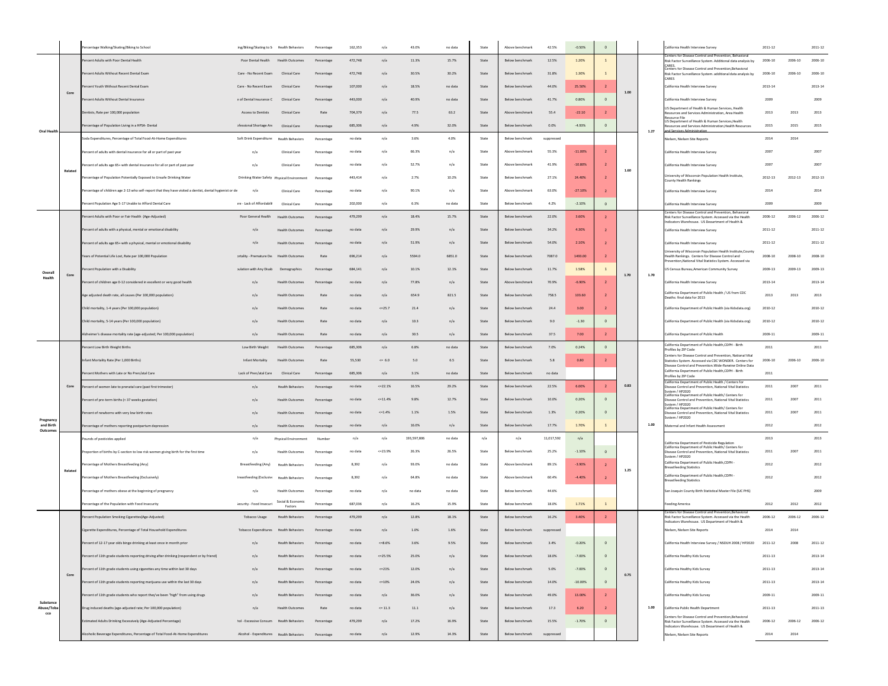| Category | Type | Indicator | Short Name | Domain | Measure Type | Population | Target | County Value | Comparison Value | Geography | Benchmark Status | Benchmark Value | Difference | Score | Type Score | Category Score | Source | Year | Comparison Year | Year |
|---|---|---|---|---|---|---|---|---|---|---|---|---|---|---|---|---|---|---|---|---|
| | | Percentage Walking/Skating/Biking to School | ing/Biking/Skating to S | Health Behaviors | Percentage | 162,353 | n/a | 43.0% | no data | State | Above benchmark | 42.5% | -0.50% | 0 | | | California Health Interview Survey | 2011-12 | | 2011-12 |
| Oral Health | Core | Percent Adults with Poor Dental Health | Poor Dental Health | Health Outcomes | Percentage | 472,748 | n/a | 11.3% | 15.7% | State | Below benchmark | 12.5% | 1.20% | 1 | 1.00 | 1.27 | Centers for Disease Control and Prevention, Behavioral Risk Factor Surveillance System. Additional data analysis by CARES. | 2006-10 | 2006-10 | 2006-10 |
| | | Percent Adults Without Recent Dental Exam | Care - No Recent Exam | Clinical Care | Percentage | 472,748 | n/a | 30.5% | 30.2% | State | Below benchmark | 31.8% | 1.30% | 1 | | | Centers for Disease Control and Prevention,Behavioral Risk Factor Surveillance System. additional data analysis by CARES | 2006-10 | 2006-10 | 2006-10 |
| | | Percent Youth Without Recent Dental Exam | Care - No Recent Exam | Clinical Care | Percentage | 107,000 | n/a | 18.5% | no data | State | Below benchmark | 44.0% | 25.50% | 2 | | | California Health Interview Survey | 2013-14 | | 2013-14 |
| | | Percent Adults Without Dental Insurance | e of Dental Insurance C | Clinical Care | Percentage | 443,000 | n/a | 40.9% | no data | State | Below benchmark | 41.7% | 0.80% | 0 | | | California Health Interview Survey | 2009 | | 2009 |
| | | Dentists, Rate per 100,000 population | Access to Dentists | Clinical Care | Rate | 704,379 | n/a | 77.5 | 63.2 | State | Above benchmark | 55.4 | -22.10 | 2 | | | US Department of Health & Human Services, Health Resources and Services Administration, Area Health Resource File | 2013 | 2013 | 2013 |
| | | Percentage of Population Living in a HPSA- Dental | fessional Shortage Are | Clinical Care | Percentage | 685,306 | n/a | 4.9% | 32.0% | State | Below benchmark | 0.0% | -4.93% | 0 | | | US Department of Health & Human Services,Health Resources and Services Administration,Health Resources and Services Administration | 2015 | 2015 | 2015 |
| | Related | Soda Expenditures, Percentage of Total Food-At-Home Expenditures | Soft Drink Expenditure | Health Behaviors | Percentage | no data | n/a | 3.6% | 4.0% | State | Below benchmark | suppressed | | | 1.60 | | Nielsen, Nielsen Site Reports | 2014 | 2014 | |
| | | Percent of adults with dental insurance for all or part of past year | n/a | Clinical Care | Percentage | no data | n/a | 66.3% | n/a | State | Above benchmark | 55.3% | -11.00% | 2 | | | California Health Interview Survey | 2007 | | 2007 |
| | | Percent of adults age 65+ with dental insurance for all or part of past year | n/a | Clinical Care | Percentage | no data | n/a | 52.7% | n/a | State | Above benchmark | 41.9% | -10.80% | 2 | | | California Health Interview Survey | 2007 | | 2007 |
| | | Percentage of Population Potentially Exposed to Unsafe Drinking Water | Drinking Water Safety | Physical Environment | Percentage | 443,414 | n/a | 2.7% | 10.2% | State | Below benchmark | 27.1% | 24.40% | 2 | | | University of Wisconsin Population Health Institute, County Health Rankings | 2012-13 | 2012-13 | 2012-13 |
| | | Percentage of children age 2-13 who self-report that they have visited a dentist, dental hygienist or de | n/a | Clinical Care | Percentage | no data | n/a | 90.1% | n/a | State | Above benchmark | 63.0% | -27.10% | 2 | | | California Health Interview Survey | 2014 | | 2014 |
| | | Percent Population Age 5-17 Unable to Afford Dental Care | are - Lack of Affordabili | Clinical Care | Percentage | 202,000 | n/a | 6.3% | no data | State | Below benchmark | 4.2% | -2.10% | 0 | | | California Health Interview Survey | 2009 | | 2009 |
| Overall Health | Core | Percent Adults with Poor or Fair Health (Age-Adjusted) | Poor General Health | Health Outcomes | Percentage | 479,299 | n/a | 18.4% | 15.7% | State | Below benchmark | 22.0% | 3.60% | 2 | 1.70 | 1.70 | Centers for Disease Control and Prevention, Behavioral Risk Factor Surveillance System. Accessed via the Health Indicators Warehouse. US Department of Health & | 2006-12 | 2006-12 | 2006-12 |
| | | Percent of adults with a physical, mental or emotional disability | n/a | Health Outcomes | Percentage | no data | n/a | 29.9% | n/a | State | Below benchmark | 34.2% | 4.30% | 2 | | | California Health Interview Survey | 2011-12 | | 2011-12 |
| | | Percent of adults age 65+ with a physical, mental or emotional disability | n/a | Health Outcomes | Percentage | no data | n/a | 51.9% | n/a | State | Below benchmark | 54.0% | 2.10% | 2 | | | California Health Interview Survey | 2011-12 | | 2011-12 |
| | | Years of Potential Life Lost, Rate per 100,000 Population | ortality - Premature De | Health Outcomes | Rate | 696,214 | n/a | 5594.0 | 6851.0 | State | Below benchmark | 7087.0 | 1493.00 | 2 | | | University of Wisconsin Population Health Institute,County Health Rankings. Centers for Disease Control and Prevention,National Vital Statistics System. Accessed via | 2008-10 | 2008-10 | 2008-10 |
| | | Percent Population with a Disability | ulation with Any Disab | Demographics | Percentage | 684,141 | n/a | 10.1% | 12.1% | State | Below benchmark | 11.7% | 1.58% | 1 | | | US Census Bureau,American Community Survey | 2009-13 | 2009-13 | 2009-13 |
| | | Percent of children age 0-12 considered in excellent or very good health | n/a | Health Outcomes | Percentage | no data | n/a | 77.8% | n/a | State | Above benchmark | 70.9% | -6.90% | 2 | | | California Health Interview Survey | 2013-14 | | 2013-14 |
| | | Age adjusted death rate, all causes (Per 100,000 population) | n/a | Health Outcomes | Rate | no data | n/a | 654.9 | 821.5 | State | Below benchmark | 758.5 | 103.60 | 2 | | | California Department of Public Health / US from CDC Deaths: final data for 2013 | 2013 | 2013 | 2013 |
| | | Child mortality, 1-4 years (Per 100,000 population) | n/a | Health Outcomes | Rate | no data | <=25.7 | 21.4 | n/a | State | Below benchmark | 24.4 | 3.00 | 2 | | | California Department of Public Health (via Kidsdata.org) | 2010-12 | | 2010-12 |
| | | Child mortality, 5-14 years (Per 100,000 population) | n/a | Health Outcomes | Rate | no data | n/a | 10.3 | n/a | State | Below benchmark | 9.0 | -1.30 | 0 | | | California Department of Public Health (via Kidsdata.org) | 2010-12 | | 2010-12 |
| | | Alzheimer's disease mortality rate (age-adjusted; Per 100,000 population) | n/a | Health Outcomes | Rate | no data | n/a | 30.5 | n/a | State | Below benchmark | 37.5 | 7.00 | 2 | | | California Department of Public Health | 2009-11 | | 2009-11 |
| Pregnancy and Birth Outcomes | Core | Percent Low Birth Weight Births | Low Birth Weight | Health Outcomes | Percentage | 685,306 | n/a | 6.8% | no data | State | Below benchmark | 7.0% | 0.24% | 0 | 0.83 | 1.00 | California Department of Public Health,CDPH - Birth Profiles by ZIP Code | 2011 | | 2011 |
| | | Infant Mortality Rate (Per 1,000 Births) | Infant Mortality | Health Outcomes | Rate | 55,530 | <= 6.0 | 5.0 | 6.5 | State | Below benchmark | 5.8 | 0.80 | 2 | | | Centers for Disease Control and Prevention, National Vital Statistics System. Accessed via CDC WONDER. Centers for Disease Control and Prevention.Wide-Ranging Online Data | 2006-10 | 2006-10 | 2006-10 |
| | | Percent Mothers with Late or No Prenatal Care | Lack of Prenatal Care | Clinical Care | Percentage | 685,306 | n/a | 3.1% | no data | State | Below benchmark | no data | | | | | California Department of Public Health,CDPH - Birth Profiles by ZIP Code | 2011 | | |
| | | Percent of women late to prenatal care (past first trimester) | n/a | Health Behaviors | Percentage | no data | <=22.1% | 16.5% | 29.2% | State | Below benchmark | 22.5% | 6.00% | 2 | | | California Department of Public Health / Centers for Disease Control and Prevention, National Vital Statistics System / HP2020 | 2011 | 2007 | 2011 |
| | | Percent of pre-term births (< 37 weeks gestation) | n/a | Health Outcomes | Percentage | no data | <=11.4% | 9.8% | 12.7% | State | Below benchmark | 10.0% | 0.20% | 0 | | | California Department of Public Health/ Centers for Disease Control and Prevention, National Vital Statistics System / HP2020 | 2011 | 2007 | 2011 |
| | | Percent of newborns with very low birth rates | n/a | Health Outcomes | Percentage | no data | <=1.4% | 1.1% | 1.5% | State | Below benchmark | 1.3% | 0.20% | 0 | | | California Department of Public Health/ Centers for Disease Control and Prevention, National Vital Statistics System / HP2020 | 2011 | 2007 | 2011 |
| | | Percentage of mothers reporting postpartum depression | n/a | Health Outcomes | Percentage | no data | n/a | 16.0% | n/a | State | Below benchmark | 17.7% | 1.70% | 1 | | | Maternal and Infant Health Assessment | 2012 | | 2012 |
| | Related | Pounds of pesticides applied | n/a | Physical Environment | Number | n/a | n/a | 193,597,806 | no data | n/a | n/a | 11,017,592 | n/a | | 1.25 | | California Department of Pesticide Regulation | 2013 | | 2013 |
| | | Proportion of births by C-section to low risk women giving birth for the first time | n/a | Health Outcomes | Percentage | no data | <=23.9% | 26.3% | 26.5% | State | Below benchmark | 25.2% | -1.10% | 0 | | | California Department of Public Health/ Centers for Disease Control and Prevention, National Vital Statistics System / HP2020 | 2011 | 2007 | 2011 |
| | | Percentage of Mothers Breastfeeding (Any) | Breastfeeding (Any) | Health Behaviors | Percentage | 8,392 | n/a | 93.0% | no data | State | Above benchmark | 89.1% | -3.90% | 2 | | | California Department of Public Health,CDPH - Breastfeeding Statistics | 2012 | | 2012 |
| | | Percentage of Mothers Breastfeeding (Exclusively) | ireastfeeding (Exclusive | Health Behaviors | Percentage | 8,392 | n/a | 64.8% | no data | State | Above benchmark | 60.4% | -4.40% | 2 | | | California Department of Public Health,CDPH - Breastfeeding Statistics | 2012 | | 2012 |
| | | Percentage of mothers obese at the beginning of pregnancy | n/a | Health Outcomes | Percentage | no data | n/a | no data | no data | State | Below benchmark | 44.6% | | | | | San Joaquin County Birth Statistical Master File (SJC PHS) | | | 2009 |
| | | Percentage of the Population with Food Insecurity | ecurity - Food Insecuri | Social & Economic Factors | Percentage | 687,036 | n/a | 16.2% | 15.9% | State | Below benchmark | 18.0% | 1.71% | 1 | | | Feeding America | 2012 | 2012 | 2012 |
| Substance Abuse/Tobacco | Core | Percent Population Smoking Cigarettes(Age-Adjusted) | Tobacco Usage | Health Behaviors | Percentage | 479,299 | n/a | 12.8% | 18.1% | State | Below benchmark | 16.2% | 3.40% | 2 | 0.75 | 1.00 | Centers for Disease Control and Prevention,Behavioral Risk Factor Surveillance System. Accessed via the Health Indicators Warehouse. US Department of Health & | 2006-12 | 2006-12 | 2006-12 |
| | | Cigarette Expenditures, Percentage of Total Household Expenditures | Tobacco Expenditures | Health Behaviors | Percentage | no data | n/a | 1.0% | 1.6% | State | Below benchmark | suppressed | | | | | Nielsen, Nielsen Site Reports | 2014 | 2014 | |
| | | Percent of 12-17 year olds binge drinking at least once in month prior | n/a | Health Behaviors | Percentage | no data | <=8.6% | 3.6% | 9.5% | State | Below benchmark | 3.4% | -0.20% | 0 | | | California Health Interview Survey / NSDUH 2008 / HP2020 | 2011-12 | 2008 | 2011-12 |
| | | Percent of 11th grade students reporting driving after drinking (respondent or by friend) | n/a | Health Behaviors | Percentage | no data | <=25.5% | 25.0% | n/a | State | Below benchmark | 18.0% | -7.00% | 0 | | | California Healthy Kids Survey | 2011-13 | | 2013-14 |
| | | Percent of 11th grade students using cigarettes any time within last 30 days | n/a | Health Behaviors | Percentage | no data | <=21% | 12.0% | n/a | State | Below benchmark | 5.0% | -7.00% | 0 | | | California Healthy Kids Survey | 2011-13 | | 2013-14 |
| | | Percent of 11th grade students reporting marijuana use within the last 30 days | n/a | Health Behaviors | Percentage | no data | <=10% | 24.0% | n/a | State | Below benchmark | 14.0% | -10.00% | 0 | | | California Healthy Kids Survey | 2011-13 | | 2013-14 |
| | | Percent of 11th grade students who report they've been "high" from using drugs | n/a | Health Behaviors | Percentage | no data | n/a | 36.0% | n/a | State | Below benchmark | 49.0% | 13.00% | 2 | | | California Healthy Kids Survey | 2009-11 | | 2009-11 |
| | | Drug induced deaths (age-adjusted rate; Per 100,000 population) | n/a | Health Outcomes | Rate | no data | <= 11.3 | 11.1 | n/a | State | Below benchmark | 17.3 | 6.20 | 2 | | | California Public Health Department | 2011-13 | | 2011-13 |
| | | Estimated Adults Drinking Excessively (Age-Adjusted Percentage) | hol - Excessive Consum | Health Behaviors | Percentage | 479,299 | n/a | 17.2% | 16.9% | State | Below benchmark | 15.5% | -1.70% | 0 | | | Centers for Disease Control and Prevention,Behavioral Risk Factor Surveillance System. Accessed via the Health Indicators Warehouse. US Department of Health & | 2006-12 | 2006-12 | 2006-12 |
| | | Alcoholic Beverage Expenditures, Percentage of Total Food-At-Home Expenditures | Alcohol - Expenditures | Health Behaviors | Percentage | no data | n/a | 12.9% | 14.3% | State | Below benchmark | suppressed | | | | | Nielsen, Nielsen Site Reports | 2014 | 2014 | |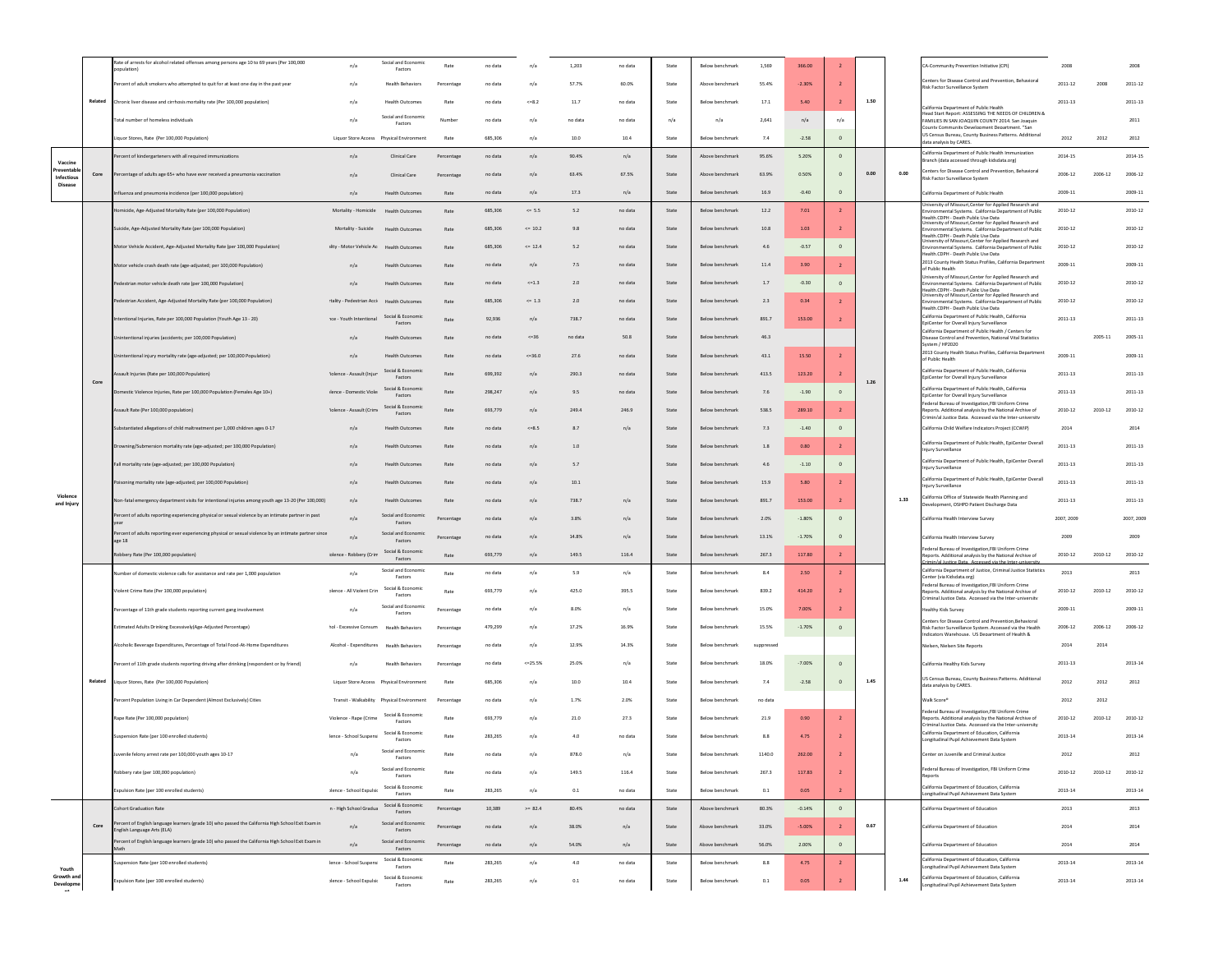| | | | | | | | | | | | | | | | | | | | | | |
|---|---|---|---|---|---|---|---|---|---|---|---|---|---|---|---|---|---|---|---|---|---|
| | Related | Rate of arrests for alcohol related offenses among persons age 10 to 69 years (Per 100,000 population) | n/a | Social and Economic Factors | Rate | no data | n/a | 1,203 | no data | State | Below benchmark | 1,569 | 366.00 | 2 | | | CA-Community Prevention Initiative (CPI) | 2008 | | 2008 |
| | | Percent of adult smokers who attempted to quit for at least one day in the past year | n/a | Health Behaviors | Percentage | no data | n/a | 57.7% | 60.0% | State | Above benchmark | 55.4% | -2.30% | 2 | | | Centers for Disease Control and Prevention, Behavioral Risk Factor Surveillance System | 2011-12 | 2008 | 2011-12 |
| | | Chronic liver disease and cirrhosis mortality rate (Per 100,000 population) | n/a | Health Outcomes | Rate | no data | <=8.2 | 11.7 | no data | State | Below benchmark | 17.1 | 5.40 | 2 | 1.50 | | California Department of Public Health | 2011-13 | | 2011-13 |
| | | Total number of homeless individuals | n/a | Social and Economic Factors | Number | no data | n/a | no data | no data | n/a | n/a | 2,641 | n/a | n/a | | | Head Start Report: ASSESSING THE NEEDS OF CHILDREN & FAMILIES IN SAN JOAQUIN COUNTY 2014. San Joaquin County Community Development Department. "San | | | 2011 |
| | | Liquor Stores, Rate (Per 100,000 Population) | Liquor Store Access | Physical Environment | Rate | 685,306 | n/a | 10.0 | 10.4 | State | Below benchmark | 7.4 | -2.58 | 0 | | | US Census Bureau, County Business Patterns. Additional data analysis by CARES. | 2012 | 2012 | 2012 |
| Vaccine Preventable Infectious Disease | Core | Percent of kindergarteners with all required immunizations | n/a | Clinical Care | Percentage | no data | n/a | 90.4% | n/a | State | Above benchmark | 95.6% | 5.20% | 0 | | | California Department of Public Health Immunization Branch (data accessed through kidsdata.org) | 2014-15 | | 2014-15 |
| | | Percentage of adults age 65+ who have ever received a pneumonia vaccination | n/a | Clinical Care | Percentage | no data | n/a | 63.4% | 67.5% | State | Above benchmark | 63.9% | 0.50% | 0 | 0.00 | 0.00 | Centers for Disease Control and Prevention, Behavioral Risk Factor Surveillance System | 2006-12 | 2006-12 | 2006-12 |
| | | Influenza and pneumonia incidence (per 100,000 population) | n/a | Health Outcomes | Rate | no data | n/a | 17.3 | n/a | State | Below benchmark | 16.9 | -0.40 | 0 | | | California Department of Public Health | 2009-11 | | 2009-11 |
| Violence and Injury | Core | Homicide, Age-Adjusted Mortality Rate (per 100,000 Population) | Mortality - Homicide | Health Outcomes | Rate | 685,306 | <= 5.5 | 5.2 | no data | State | Below benchmark | 12.2 | 7.01 | 2 | | | University of Missouri, Center for Applied Research and Environmental Systems. California Department of Public Health.CDPH - Death Public Use Data | 2010-12 | | 2010-12 |
| | | Suicide, Age-Adjusted Mortality Rate (per 100,000 Population) | Mortality - Suicide | Health Outcomes | Rate | 685,306 | <= 10.2 | 9.8 | no data | State | Below benchmark | 10.8 | 1.03 | 2 | | | University of Missouri, Center for Applied Research and Environmental Systems. California Department of Public Health.CDPH - Death Public Use Data | 2010-12 | | 2010-12 |
| | | Motor Vehicle Accident, Age-Adjusted Mortality Rate (per 100,000 Population) | ality - Motor Vehicle Ac | Health Outcomes | Rate | 685,306 | <= 12.4 | 5.2 | no data | State | Below benchmark | 4.6 | -0.57 | 0 | | | University of Missouri, Center for Applied Research and Environmental Systems. California Department of Public Health.CDPH - Death Public Use Data | 2010-12 | | 2010-12 |
| | | Motor vehicle crash death rate (age-adjusted; per 100,000 Population) | n/a | Health Outcomes | Rate | no data | n/a | 7.5 | no data | State | Below benchmark | 11.4 | 3.90 | 2 | | | 2013 County Health Status Profiles, California Department of Public Health | 2009-11 | | 2009-11 |
| | | Pedestrian motor vehicle death rate (per 100,000 Population) | n/a | Health Outcomes | Rate | no data | <=1.3 | 2.0 | no data | State | Below benchmark | 1.7 | -0.30 | 0 | | | University of Missouri, Center for Applied Research and Environmental Systems. California Department of Public Health.CDPH - Death Public Use Data | 2010-12 | | 2010-12 |
| | | Pedestrian Accident, Age-Adjusted Mortality Rate (per 100,000 Population) | rtality - Pedestrian Acci | Health Outcomes | Rate | 685,306 | <= 1.3 | 2.0 | no data | State | Below benchmark | 2.3 | 0.34 | 2 | | | University of Missouri, Center for Applied Research and Environmental Systems. California Department of Public Health.CDPH - Death Public Use Data | 2010-12 | | 2010-12 |
| | | Intentional Injuries, Rate per 100,000 Population (Youth Age 13 - 20) | nce - Youth Intentional | Social & Economic Factors | Rate | 92,936 | n/a | 738.7 | no data | State | Below benchmark | 891.7 | 153.00 | 2 | | | California Department of Public Health, California EpiCenter for Overall Injury Surveillance | 2011-13 | | 2011-13 |
| | | Unintentional injuries (accidents; per 100,000 Population) | n/a | Health Outcomes | Rate | no data | <=36 | no data | 50.8 | State | Below benchmark | 46.3 | | | | | California Department of Public Health / Centers for Disease Control and Prevention, National Vital Statistics System / HP2020 | | 2005-11 | 2005-11 |
| | | Unintentional injury mortality rate (age-adjusted; per 100,000 Population) | n/a | Health Outcomes | Rate | no data | <=36.0 | 27.6 | no data | State | Below benchmark | 43.1 | 15.50 | 2 | | | 2013 County Health Status Profiles, California Department of Public Health | 2009-11 | | 2009-11 |
| | | Assault Injuries (Rate per 100,000 Population) | Violence - Assault (Injur | Social & Economic Factors | Rate | 699,392 | n/a | 290.3 | no data | State | Below benchmark | 413.5 | 123.20 | 2 | 1.26 | | California Department of Public Health, California EpiCenter for Overall Injury Surveillance | 2011-13 | | 2011-13 |
| | | Domestic Violence Injuries, Rate per 100,000 Population (Females Age 10+) | lence - Domestic Viole | Social & Economic Factors | Rate | 298,247 | n/a | 9.5 | no data | State | Below benchmark | 7.6 | -1.90 | 0 | | | California Department of Public Health, California EpiCenter for Overall Injury Surveillance | 2011-13 | | 2011-13 |
| | | Assault Rate (Per 100,000 population) | Violence - Assault (Crim | Social & Economic Factors | Rate | 693,779 | n/a | 249.4 | 246.9 | State | Below benchmark | 538.5 | 289.10 | 2 | | | Federal Bureau of Investigation,FBI Uniform Crime Reports. Additional analysis by the National Archive of Criminal Justice Data. Accessed via the Inter-university | 2010-12 | 2010-12 | 2010-12 |
| | | Substantiated allegations of child maltreatment per 1,000 children ages 0-17 | n/a | Health Outcomes | Rate | no data | <=8.5 | 8.7 | n/a | State | Below benchmark | 7.3 | -1.40 | 0 | | | California Child Welfare Indicators Project (CCWIP) | 2014 | | 2014 |
| | | Drowning/Submersion mortality rate (age-adjusted; per 100,000 Population) | n/a | Health Outcomes | Rate | no data | n/a | 1.0 | | State | Below benchmark | 1.8 | 0.80 | 2 | | | California Department of Public Health, EpiCenter Overall Injury Surveillance | 2011-13 | | 2011-13 |
| | | Fall mortality rate (age-adjusted; per 100,000 Population) | n/a | Health Outcomes | Rate | no data | n/a | 5.7 | | State | Below benchmark | 4.6 | -1.10 | 0 | | | California Department of Public Health, EpiCenter Overall Injury Surveillance | 2011-13 | | 2011-13 |
| | | Poisoning mortality rate (age-adjusted; per 100,000 Population) | n/a | Health Outcomes | Rate | no data | n/a | 10.1 | | State | Below benchmark | 15.9 | 5.80 | 2 | | | California Department of Public Health, EpiCenter Overall Injury Surveillance | 2011-13 | | 2011-13 |
| | | Non-fatal emergency department visits for intentional injuries among youth age 13-20 (Per 100,000) | n/a | Health Outcomes | Rate | no data | n/a | 738.7 | n/a | State | Below benchmark | 891.7 | 153.00 | 2 | | 1.33 | California Office of Statewide Health Planning and Development, OSHPD Patient Discharge Data | 2011-13 | | 2011-13 |
| | | Percent of adults reporting experiencing physical or sexual violence by an intimate partner in past year | n/a | Social and Economic Factors | Percentage | no data | n/a | 3.8% | n/a | State | Below benchmark | 2.0% | -1.80% | 0 | | | California Health Interview Survey | 2007, 2009 | | 2007, 2009 |
| | | Percent of adults reporting ever experiencing physical or sexual violence by an intimate partner since age 18 | n/a | Social and Economic Factors | Percentage | no data | n/a | 14.8% | n/a | State | Below benchmark | 13.1% | -1.70% | 0 | | | California Health Interview Survey | 2009 | | 2009 |
| | | Robbery Rate (Per 100,000 Population) | iolence - Robbery (Crim | Social & Economic Factors | Rate | 693,779 | n/a | 149.5 | 116.4 | State | Below benchmark | 267.3 | 117.80 | 2 | | | Federal Bureau of Investigation,FBI Uniform Crime Reports. Additional analysis by the National Archive of Criminal Justice Data. Accessed via the Inter-university | 2010-12 | 2010-12 | 2010-12 |
| | Related | Number of domestic violence calls for assistance and rate per 1,000 population | n/a | Social and Economic Factors | Rate | no data | n/a | 5.9 | n/a | State | Below benchmark | 8.4 | 2.50 | 2 | | | California Department of Justice, Criminal Justice Statistics Center (via Kidsdata.org) | 2013 | | 2013 |
| | | Violent Crime Rate (Per 100,000 population) | olence - All Violent Crin | Social & Economic Factors | Rate | 693,779 | n/a | 425.0 | 395.5 | State | Below benchmark | 839.2 | 414.20 | 2 | | | Federal Bureau of Investigation,FBI Uniform Crime Reports. Additional analysis by the National Archive of Criminal Justice Data. Accessed via the Inter-university | 2010-12 | 2010-12 | 2010-12 |
| | | Percentage of 11th grade students reporting current gang involvement | n/a | Social and Economic Factors | Percentage | no data | n/a | 8.0% | n/a | State | Below benchmark | 15.0% | 7.00% | 2 | | | Healthy Kids Survey | 2009-11 | | 2009-11 |
| | | Estimated Adults Drinking Excessively(Age-Adjusted Percentage) | hol - Excessive Consum | Health Behaviors | Percentage | 479,299 | n/a | 17.2% | 16.9% | State | Below benchmark | 15.5% | -1.70% | 0 | | | Centers for Disease Control and Prevention,Behavioral Risk Factor Surveillance System. Accessed via the Health Indicators Warehouse. US Department of Health & | 2006-12 | 2006-12 | 2006-12 |
| | | Alcoholic Beverage Expenditures, Percentage of Total Food-At-Home Expenditures | Alcohol - Expenditures | Health Behaviors | Percentage | no data | n/a | 12.9% | 14.3% | State | Below benchmark | suppressed | | | | | Nielsen, Nielsen Site Reports | 2014 | 2014 | |
| | | Percent of 11th grade students reporting driving after drinking (respondent or by friend) | n/a | Health Behaviors | Percentage | no data | <=25.5% | 25.0% | n/a | State | Below benchmark | 18.0% | -7.00% | 0 | | | California Healthy Kids Survey | 2011-13 | | 2013-14 |
| | | Liquor Stores, Rate (Per 100,000 Population) | Liquor Store Access | Physical Environment | Rate | 685,306 | n/a | 10.0 | 10.4 | State | Below benchmark | 7.4 | -2.58 | 0 | 1.45 | | US Census Bureau, County Business Patterns. Additional data analysis by CARES. | 2012 | 2012 | 2012 |
| | | Percent Population Living in Car Dependent (Almost Exclusively) Cities | Transit - Walkability | Physical Environment | Percentage | no data | n/a | 1.7% | 2.0% | State | Below benchmark | no data | | | | | Walk Score® | 2012 | 2012 | |
| | | Rape Rate (Per 100,000 population) | Violence - Rape (Crime | Social & Economic Factors | Rate | 693,779 | n/a | 21.0 | 27.3 | State | Below benchmark | 21.9 | 0.90 | 2 | | | Federal Bureau of Investigation,FBI Uniform Crime Reports. Additional analysis by the National Archive of Criminal Justice Data. Accessed via the Inter-university | 2010-12 | 2010-12 | 2010-12 |
| | | Suspension Rate (per 100 enrolled students) | lence - School Suspensi | Social & Economic Factors | Rate | 283,265 | n/a | 4.0 | no data | State | Below benchmark | 8.8 | 4.75 | 2 | | | California Department of Education, California Longitudinal Pupil Achievement Data System | 2013-14 | | 2013-14 |
| | | Juvenile felony arrest rate per 100,000 youth ages 10-17 | n/a | Social and Economic Factors | Rate | no data | n/a | 878.0 | n/a | State | Below benchmark | 1140.0 | 262.00 | 2 | | | Center on Juvenile and Criminal Justice | 2012 | | 2012 |
| | | Robbery rate (per 100,000 population) | n/a | Social and Economic Factors | Rate | no data | n/a | 149.5 | 116.4 | State | Below benchmark | 267.3 | 117.83 | 2 | | | Federal Bureau of Investigation, FBI Uniform Crime Reports | 2010-12 | 2010-12 | 2010-12 |
| | | Expulsion Rate (per 100 enrolled students) | olence - School Expulsic | Social & Economic Factors | Rate | 283,265 | n/a | 0.1 | no data | State | Below benchmark | 0.1 | 0.05 | 2 | | | California Department of Education, California Longitudinal Pupil Achievement Data System | 2013-14 | | 2013-14 |
| Youth Growth and Development | Core | Cohort Graduation Rate | n - High School Gradua | Social & Economic Factors | Percentage | 10,389 | >= 82.4 | 80.4% | no data | State | Above benchmark | 80.3% | -0.14% | 0 | | | California Department of Education | 2013 | | 2013 |
| | | Percent of English language learners (grade 10) who passed the California High School Exit Exam in English Language Arts (ELA) | n/a | Social and Economic Factors | Percentage | no data | n/a | 38.0% | n/a | State | Above benchmark | 33.0% | -5.00% | 2 | 0.67 | | California Department of Education | 2014 | | 2014 |
| | | Percent of English language learners (grade 10) who passed the California High School Exit Exam in Math | n/a | Social and Economic Factors | Percentage | no data | n/a | 54.0% | n/a | State | Above benchmark | 56.0% | 2.00% | 0 | | | California Department of Education | 2014 | | 2014 |
| | | Suspension Rate (per 100 enrolled students) | lence - School Suspensi | Social & Economic Factors | Rate | 283,265 | n/a | 4.0 | no data | State | Below benchmark | 8.8 | 4.75 | 2 | | | California Department of Education, California Longitudinal Pupil Achievement Data System | 2013-14 | | 2013-14 |
| | | Expulsion Rate (per 100 enrolled students) | olence - School Expulsic | Social & Economic Factors | Rate | 283,265 | n/a | 0.1 | no data | State | Below benchmark | 0.1 | 0.05 | 2 | | 1.44 | California Department of Education, California Longitudinal Pupil Achievement Data System | 2013-14 | | 2013-14 |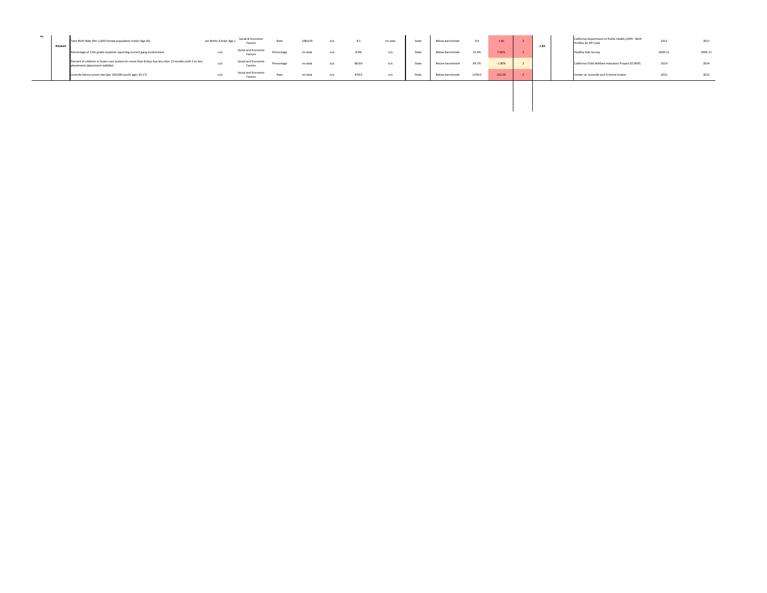| | | | | | | | | | | | | | | | | | | | | |
|---|---|---|---|---|---|---|---|---|---|---|---|---|---|---|---|---|---|---|---|---|
| nt | Related | Teen Birth Rate (Per 1,000 Female population Under Age 20) | een Births (Under Age 2 | Social & Economic Factors | Rate | 108,619 | n/a | 8.5 | no data | State | Below benchmark | 9.9 | 1.40 | 2 | 1.83 | | California Department of Public Health,CDPH - Birth Profiles by ZIP Code | 2011 | 2011 |
| | | Percentage of 11th grade students reporting current gang involvement | n/a | Social and Economic Factors | Percentage | no data | n/a | 8.0% | n/a | State | Below benchmark | 15.0% | 7.00% | 2 | | | Healthy Kids Survey | 2009-11 | 2009-11 |
| | | Percent of children in foster care system for more than 8 days but less than 12 months with 2 or less placements (placement stability) | n/a | Social and Economic Factors | Percentage | no data | n/a | 86.6% | n/a | State | Above benchmark | 84.7% | -1.90% | 1 | | | California Child Welfare Indicators Project (CCWIP) | 2014 | 2014 |
| | | Juvenile felony arrest rate (per 100,000 youth ages 10-17) | n/a | Social and Economic Factors | Rate | no data | n/a | 878.0 | n/a | State | Below benchmark | 1140.0 | 262.00 | 2 | | | Center on Juvenile and Criminal Justice | 2012 | 2012 |